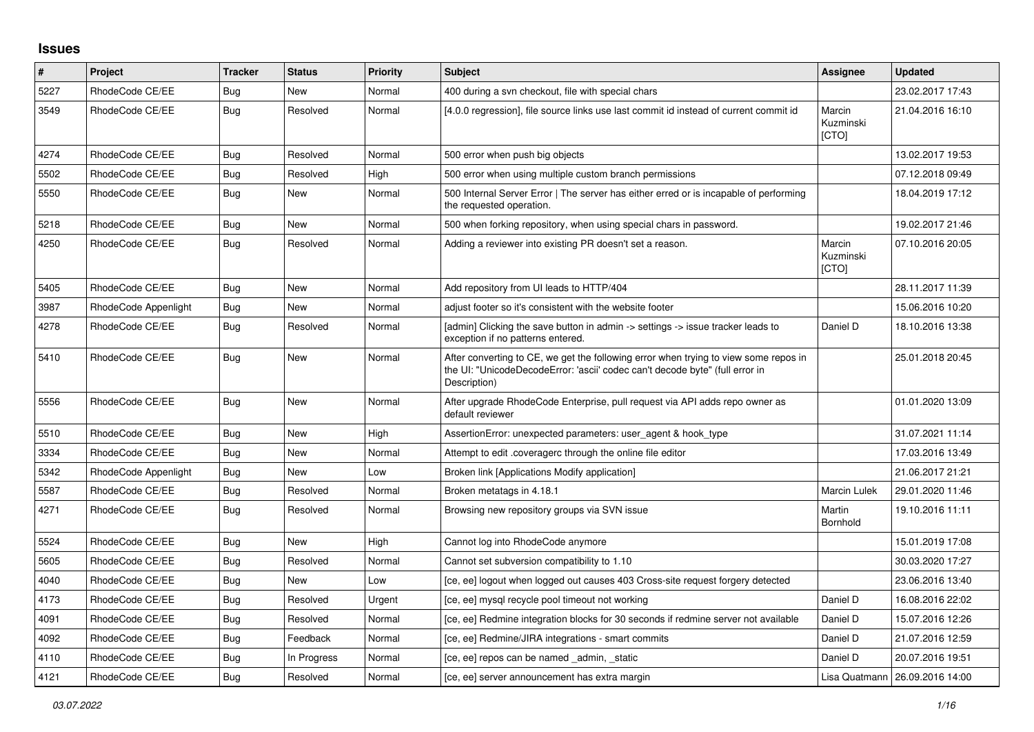## Issues

| # | Project | Tracker | Status | Priority | Subject | Assignee | Updated |
|---|---|---|---|---|---|---|---|
| 5227 | RhodeCode CE/EE | Bug | New | Normal | 400 during a svn checkout, file with special chars | | 23.02.2017 17:43 |
| 3549 | RhodeCode CE/EE | Bug | Resolved | Normal | [4.0.0 regression], file source links use last commit id instead of current commit id | Marcin Kuzminski [CTO] | 21.04.2016 16:10 |
| 4274 | RhodeCode CE/EE | Bug | Resolved | Normal | 500 error when push big objects | | 13.02.2017 19:53 |
| 5502 | RhodeCode CE/EE | Bug | Resolved | High | 500 error when using multiple custom branch permissions | | 07.12.2018 09:49 |
| 5550 | RhodeCode CE/EE | Bug | New | Normal | 500 Internal Server Error \| The server has either erred or is incapable of performing the requested operation. | | 18.04.2019 17:12 |
| 5218 | RhodeCode CE/EE | Bug | New | Normal | 500 when forking repository, when using special chars in password. | | 19.02.2017 21:46 |
| 4250 | RhodeCode CE/EE | Bug | Resolved | Normal | Adding a reviewer into existing PR doesn't set a reason. | Marcin Kuzminski [CTO] | 07.10.2016 20:05 |
| 5405 | RhodeCode CE/EE | Bug | New | Normal | Add repository from UI leads to HTTP/404 | | 28.11.2017 11:39 |
| 3987 | RhodeCode Appenlight | Bug | New | Normal | adjust footer so it's consistent with the website footer | | 15.06.2016 10:20 |
| 4278 | RhodeCode CE/EE | Bug | Resolved | Normal | [admin] Clicking the save button in admin -> settings -> issue tracker leads to exception if no patterns entered. | Daniel D | 18.10.2016 13:38 |
| 5410 | RhodeCode CE/EE | Bug | New | Normal | After converting to CE, we get the following error when trying to view some repos in the UI: "UnicodeDecodeError: 'ascii' codec can't decode byte" (full error in Description) | | 25.01.2018 20:45 |
| 5556 | RhodeCode CE/EE | Bug | New | Normal | After upgrade RhodeCode Enterprise, pull request via API adds repo owner as default reviewer | | 01.01.2020 13:09 |
| 5510 | RhodeCode CE/EE | Bug | New | High | AssertionError: unexpected parameters: user_agent & hook_type | | 31.07.2021 11:14 |
| 3334 | RhodeCode CE/EE | Bug | New | Normal | Attempt to edit .coveragerc through the online file editor | | 17.03.2016 13:49 |
| 5342 | RhodeCode Appenlight | Bug | New | Low | Broken link [Applications Modify application] | | 21.06.2017 21:21 |
| 5587 | RhodeCode CE/EE | Bug | Resolved | Normal | Broken metatags in 4.18.1 | Marcin Lulek | 29.01.2020 11:46 |
| 4271 | RhodeCode CE/EE | Bug | Resolved | Normal | Browsing new repository groups via SVN issue | Martin Bornhold | 19.10.2016 11:11 |
| 5524 | RhodeCode CE/EE | Bug | New | High | Cannot log into RhodeCode anymore | | 15.01.2019 17:08 |
| 5605 | RhodeCode CE/EE | Bug | Resolved | Normal | Cannot set subversion compatibility to 1.10 | | 30.03.2020 17:27 |
| 4040 | RhodeCode CE/EE | Bug | New | Low | [ce, ee] logout when logged out causes 403 Cross-site request forgery detected | | 23.06.2016 13:40 |
| 4173 | RhodeCode CE/EE | Bug | Resolved | Urgent | [ce, ee] mysql recycle pool timeout not working | Daniel D | 16.08.2016 22:02 |
| 4091 | RhodeCode CE/EE | Bug | Resolved | Normal | [ce, ee] Redmine integration blocks for 30 seconds if redmine server not available | Daniel D | 15.07.2016 12:26 |
| 4092 | RhodeCode CE/EE | Bug | Feedback | Normal | [ce, ee] Redmine/JIRA integrations - smart commits | Daniel D | 21.07.2016 12:59 |
| 4110 | RhodeCode CE/EE | Bug | In Progress | Normal | [ce, ee] repos can be named _admin, _static | Daniel D | 20.07.2016 19:51 |
| 4121 | RhodeCode CE/EE | Bug | Resolved | Normal | [ce, ee] server announcement has extra margin | Lisa Quatmann | 26.09.2016 14:00 |

*03.07.2022*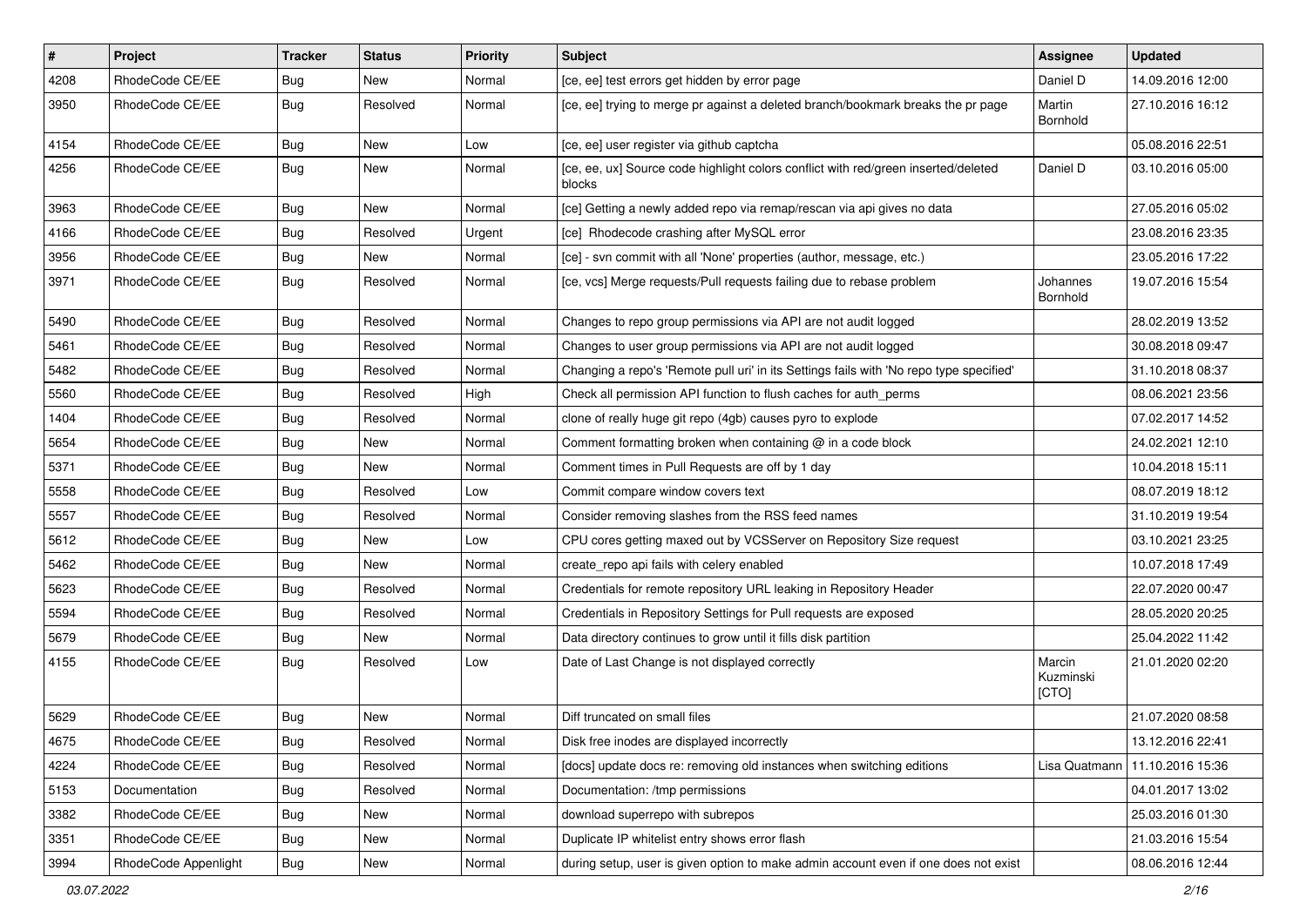| # | Project | Tracker | Status | Priority | Subject | Assignee | Updated |
|---|---|---|---|---|---|---|---|
| 4208 | RhodeCode CE/EE | Bug | New | Normal | [ce, ee] test errors get hidden by error page | Daniel D | 14.09.2016 12:00 |
| 3950 | RhodeCode CE/EE | Bug | Resolved | Normal | [ce, ee] trying to merge pr against a deleted branch/bookmark breaks the pr page | Martin Bornhold | 27.10.2016 16:12 |
| 4154 | RhodeCode CE/EE | Bug | New | Low | [ce, ee] user register via github captcha | | 05.08.2016 22:51 |
| 4256 | RhodeCode CE/EE | Bug | New | Normal | [ce, ee, ux] Source code highlight colors conflict with red/green inserted/deleted blocks | Daniel D | 03.10.2016 05:00 |
| 3963 | RhodeCode CE/EE | Bug | New | Normal | [ce] Getting a newly added repo via remap/rescan via api gives no data | | 27.05.2016 05:02 |
| 4166 | RhodeCode CE/EE | Bug | Resolved | Urgent | [ce] Rhodecode crashing after MySQL error | | 23.08.2016 23:35 |
| 3956 | RhodeCode CE/EE | Bug | New | Normal | [ce] - svn commit with all 'None' properties (author, message, etc.) | | 23.05.2016 17:22 |
| 3971 | RhodeCode CE/EE | Bug | Resolved | Normal | [ce, vcs] Merge requests/Pull requests failing due to rebase problem | Johannes Bornhold | 19.07.2016 15:54 |
| 5490 | RhodeCode CE/EE | Bug | Resolved | Normal | Changes to repo group permissions via API are not audit logged | | 28.02.2019 13:52 |
| 5461 | RhodeCode CE/EE | Bug | Resolved | Normal | Changes to user group permissions via API are not audit logged | | 30.08.2018 09:47 |
| 5482 | RhodeCode CE/EE | Bug | Resolved | Normal | Changing a repo's 'Remote pull uri' in its Settings fails with 'No repo type specified' | | 31.10.2018 08:37 |
| 5560 | RhodeCode CE/EE | Bug | Resolved | High | Check all permission API function to flush caches for auth_perms | | 08.06.2021 23:56 |
| 1404 | RhodeCode CE/EE | Bug | Resolved | Normal | clone of really huge git repo (4gb) causes pyro to explode | | 07.02.2017 14:52 |
| 5654 | RhodeCode CE/EE | Bug | New | Normal | Comment formatting broken when containing @ in a code block | | 24.02.2021 12:10 |
| 5371 | RhodeCode CE/EE | Bug | New | Normal | Comment times in Pull Requests are off by 1 day | | 10.04.2018 15:11 |
| 5558 | RhodeCode CE/EE | Bug | Resolved | Low | Commit compare window covers text | | 08.07.2019 18:12 |
| 5557 | RhodeCode CE/EE | Bug | Resolved | Normal | Consider removing slashes from the RSS feed names | | 31.10.2019 19:54 |
| 5612 | RhodeCode CE/EE | Bug | New | Low | CPU cores getting maxed out by VCSServer on Repository Size request | | 03.10.2021 23:25 |
| 5462 | RhodeCode CE/EE | Bug | New | Normal | create_repo api fails with celery enabled | | 10.07.2018 17:49 |
| 5623 | RhodeCode CE/EE | Bug | Resolved | Normal | Credentials for remote repository URL leaking in Repository Header | | 22.07.2020 00:47 |
| 5594 | RhodeCode CE/EE | Bug | Resolved | Normal | Credentials in Repository Settings for Pull requests are exposed | | 28.05.2020 20:25 |
| 5679 | RhodeCode CE/EE | Bug | New | Normal | Data directory continues to grow until it fills disk partition | | 25.04.2022 11:42 |
| 4155 | RhodeCode CE/EE | Bug | Resolved | Low | Date of Last Change is not displayed correctly | Marcin Kuzminski [CTO] | 21.01.2020 02:20 |
| 5629 | RhodeCode CE/EE | Bug | New | Normal | Diff truncated on small files | | 21.07.2020 08:58 |
| 4675 | RhodeCode CE/EE | Bug | Resolved | Normal | Disk free inodes are displayed incorrectly | | 13.12.2016 22:41 |
| 4224 | RhodeCode CE/EE | Bug | Resolved | Normal | [docs] update docs re: removing old instances when switching editions | Lisa Quatmann | 11.10.2016 15:36 |
| 5153 | Documentation | Bug | Resolved | Normal | Documentation: /tmp permissions | | 04.01.2017 13:02 |
| 3382 | RhodeCode CE/EE | Bug | New | Normal | download superrepo with subrepos | | 25.03.2016 01:30 |
| 3351 | RhodeCode CE/EE | Bug | New | Normal | Duplicate IP whitelist entry shows error flash | | 21.03.2016 15:54 |
| 3994 | RhodeCode Appenlight | Bug | New | Normal | during setup, user is given option to make admin account even if one does not exist | | 08.06.2016 12:44 |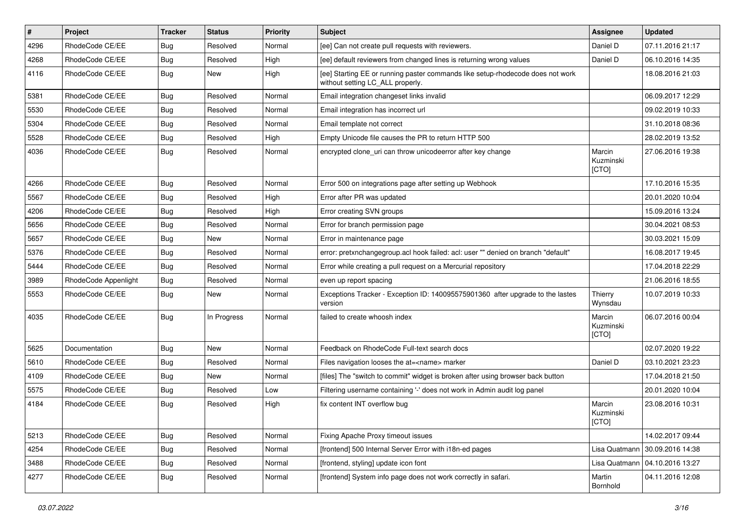| # | Project | Tracker | Status | Priority | Subject | Assignee | Updated |
|---|---|---|---|---|---|---|---|
| 4296 | RhodeCode CE/EE | Bug | Resolved | Normal | [ee] Can not create pull requests with reviewers. | Daniel D | 07.11.2016 21:17 |
| 4268 | RhodeCode CE/EE | Bug | Resolved | High | [ee] default reviewers from changed lines is returning wrong values | Daniel D | 06.10.2016 14:35 |
| 4116 | RhodeCode CE/EE | Bug | New | High | [ee] Starting EE or running paster commands like setup-rhodecode does not work without setting LC_ALL properly. | | 18.08.2016 21:03 |
| 5381 | RhodeCode CE/EE | Bug | Resolved | Normal | Email integration changeset links invalid | | 06.09.2017 12:29 |
| 5530 | RhodeCode CE/EE | Bug | Resolved | Normal | Email integration has incorrect url | | 09.02.2019 10:33 |
| 5304 | RhodeCode CE/EE | Bug | Resolved | Normal | Email template not correct | | 31.10.2018 08:36 |
| 5528 | RhodeCode CE/EE | Bug | Resolved | High | Empty Unicode file causes the PR to return HTTP 500 | | 28.02.2019 13:52 |
| 4036 | RhodeCode CE/EE | Bug | Resolved | Normal | encrypted clone_uri can throw unicodeerror after key change | Marcin Kuzminski [CTO] | 27.06.2016 19:38 |
| 4266 | RhodeCode CE/EE | Bug | Resolved | Normal | Error 500 on integrations page after setting up Webhook | | 17.10.2016 15:35 |
| 5567 | RhodeCode CE/EE | Bug | Resolved | High | Error after PR was updated | | 20.01.2020 10:04 |
| 4206 | RhodeCode CE/EE | Bug | Resolved | High | Error creating SVN groups | | 15.09.2016 13:24 |
| 5656 | RhodeCode CE/EE | Bug | Resolved | Normal | Error for branch permission page | | 30.04.2021 08:53 |
| 5657 | RhodeCode CE/EE | Bug | New | Normal | Error in maintenance page | | 30.03.2021 15:09 |
| 5376 | RhodeCode CE/EE | Bug | Resolved | Normal | error: pretxnchangegroup.acl hook failed: acl: user "" denied on branch "default" | | 16.08.2017 19:45 |
| 5444 | RhodeCode CE/EE | Bug | Resolved | Normal | Error while creating a pull request on a Mercurial repository | | 17.04.2018 22:29 |
| 3989 | RhodeCode Appenlight | Bug | Resolved | Normal | even up report spacing | | 21.06.2016 18:55 |
| 5553 | RhodeCode CE/EE | Bug | New | Normal | Exceptions Tracker - Exception ID: 140095575901360 after upgrade to the lastes version | Thierry Wynsdau | 10.07.2019 10:33 |
| 4035 | RhodeCode CE/EE | Bug | In Progress | Normal | failed to create whoosh index | Marcin Kuzminski [CTO] | 06.07.2016 00:04 |
| 5625 | Documentation | Bug | New | Normal | Feedback on RhodeCode Full-text search docs | | 02.07.2020 19:22 |
| 5610 | RhodeCode CE/EE | Bug | Resolved | Normal | Files navigation looses the at=<name> marker | Daniel D | 03.10.2021 23:23 |
| 4109 | RhodeCode CE/EE | Bug | New | Normal | [files] The "switch to commit" widget is broken after using browser back button | | 17.04.2018 21:50 |
| 5575 | RhodeCode CE/EE | Bug | Resolved | Low | Filtering username containing '-' does not work in Admin audit log panel | | 20.01.2020 10:04 |
| 4184 | RhodeCode CE/EE | Bug | Resolved | High | fix content INT overflow bug | Marcin Kuzminski [CTO] | 23.08.2016 10:31 |
| 5213 | RhodeCode CE/EE | Bug | Resolved | Normal | Fixing Apache Proxy timeout issues | | 14.02.2017 09:44 |
| 4254 | RhodeCode CE/EE | Bug | Resolved | Normal | [frontend] 500 Internal Server Error with i18n-ed pages | Lisa Quatmann | 30.09.2016 14:38 |
| 3488 | RhodeCode CE/EE | Bug | Resolved | Normal | [frontend, styling] update icon font | Lisa Quatmann | 04.10.2016 13:27 |
| 4277 | RhodeCode CE/EE | Bug | Resolved | Normal | [frontend] System info page does not work correctly in safari. | Martin Bornhold | 04.11.2016 12:08 |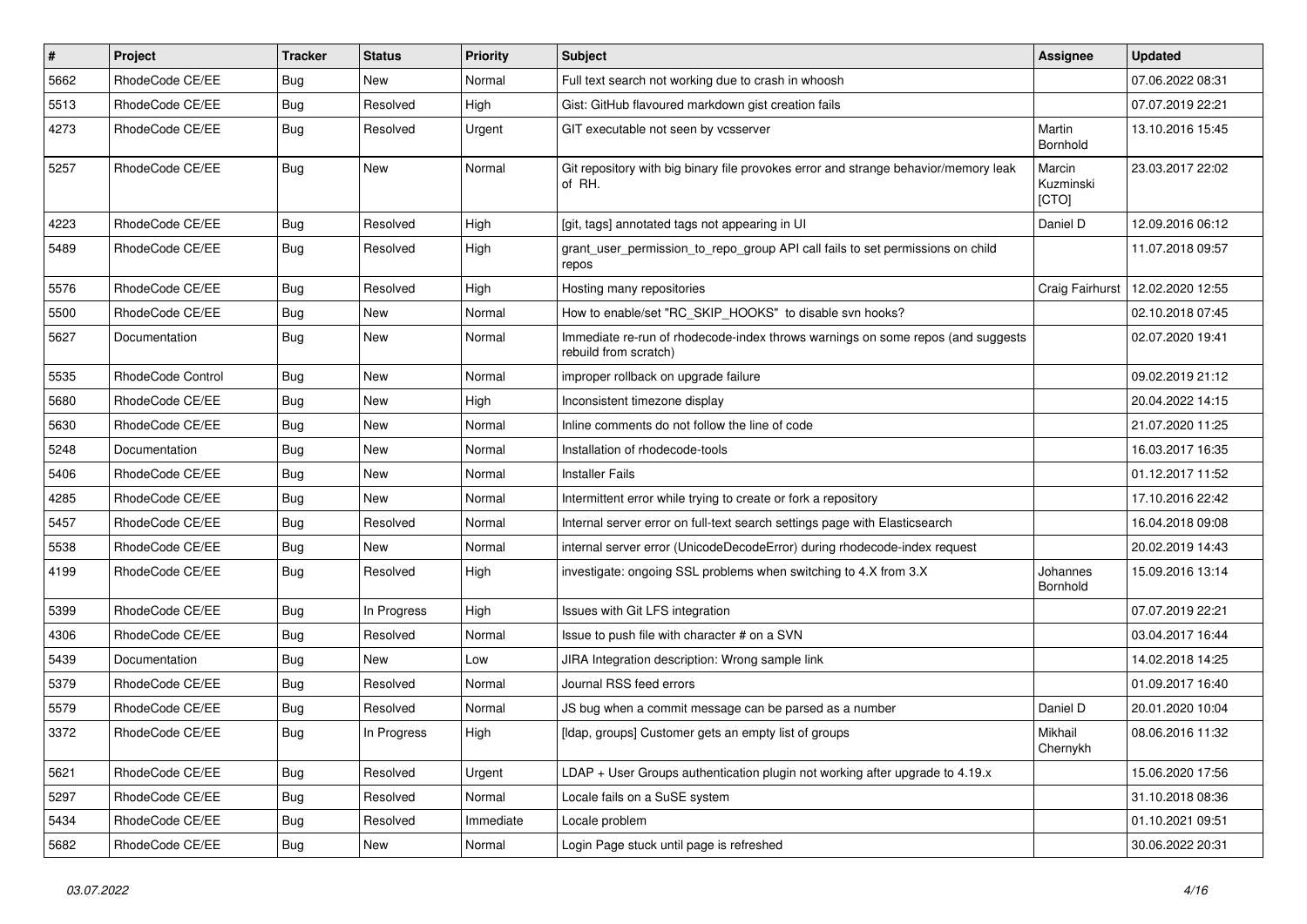| # | Project | Tracker | Status | Priority | Subject | Assignee | Updated |
| --- | --- | --- | --- | --- | --- | --- | --- |
| 5662 | RhodeCode CE/EE | Bug | New | Normal | Full text search not working due to crash in whoosh | | 07.06.2022 08:31 |
| 5513 | RhodeCode CE/EE | Bug | Resolved | High | Gist: GitHub flavoured markdown gist creation fails | | 07.07.2019 22:21 |
| 4273 | RhodeCode CE/EE | Bug | Resolved | Urgent | GIT executable not seen by vcsserver | Martin Bornhold | 13.10.2016 15:45 |
| 5257 | RhodeCode CE/EE | Bug | New | Normal | Git repository with big binary file provokes error and strange behavior/memory leak of RH. | Marcin Kuzminski [CTO] | 23.03.2017 22:02 |
| 4223 | RhodeCode CE/EE | Bug | Resolved | High | [git, tags] annotated tags not appearing in UI | Daniel D | 12.09.2016 06:12 |
| 5489 | RhodeCode CE/EE | Bug | Resolved | High | grant_user_permission_to_repo_group API call fails to set permissions on child repos | | 11.07.2018 09:57 |
| 5576 | RhodeCode CE/EE | Bug | Resolved | High | Hosting many repositories | Craig Fairhurst | 12.02.2020 12:55 |
| 5500 | RhodeCode CE/EE | Bug | New | Normal | How to enable/set "RC_SKIP_HOOKS" to disable svn hooks? | | 02.10.2018 07:45 |
| 5627 | Documentation | Bug | New | Normal | Immediate re-run of rhodecode-index throws warnings on some repos (and suggests rebuild from scratch) | | 02.07.2020 19:41 |
| 5535 | RhodeCode Control | Bug | New | Normal | improper rollback on upgrade failure | | 09.02.2019 21:12 |
| 5680 | RhodeCode CE/EE | Bug | New | High | Inconsistent timezone display | | 20.04.2022 14:15 |
| 5630 | RhodeCode CE/EE | Bug | New | Normal | Inline comments do not follow the line of code | | 21.07.2020 11:25 |
| 5248 | Documentation | Bug | New | Normal | Installation of rhodecode-tools | | 16.03.2017 16:35 |
| 5406 | RhodeCode CE/EE | Bug | New | Normal | Installer Fails | | 01.12.2017 11:52 |
| 4285 | RhodeCode CE/EE | Bug | New | Normal | Intermittent error while trying to create or fork a repository | | 17.10.2016 22:42 |
| 5457 | RhodeCode CE/EE | Bug | Resolved | Normal | Internal server error on full-text search settings page with Elasticsearch | | 16.04.2018 09:08 |
| 5538 | RhodeCode CE/EE | Bug | New | Normal | internal server error (UnicodeDecodeError) during rhodecode-index request | | 20.02.2019 14:43 |
| 4199 | RhodeCode CE/EE | Bug | Resolved | High | investigate: ongoing SSL problems when switching to 4.X from 3.X | Johannes Bornhold | 15.09.2016 13:14 |
| 5399 | RhodeCode CE/EE | Bug | In Progress | High | Issues with Git LFS integration | | 07.07.2019 22:21 |
| 4306 | RhodeCode CE/EE | Bug | Resolved | Normal | Issue to push file with character # on a SVN | | 03.04.2017 16:44 |
| 5439 | Documentation | Bug | New | Low | JIRA Integration description: Wrong sample link | | 14.02.2018 14:25 |
| 5379 | RhodeCode CE/EE | Bug | Resolved | Normal | Journal RSS feed errors | | 01.09.2017 16:40 |
| 5579 | RhodeCode CE/EE | Bug | Resolved | Normal | JS bug when a commit message can be parsed as a number | Daniel D | 20.01.2020 10:04 |
| 3372 | RhodeCode CE/EE | Bug | In Progress | High | [ldap, groups] Customer gets an empty list of groups | Mikhail Chernykh | 08.06.2016 11:32 |
| 5621 | RhodeCode CE/EE | Bug | Resolved | Urgent | LDAP + User Groups authentication plugin not working after upgrade to 4.19.x | | 15.06.2020 17:56 |
| 5297 | RhodeCode CE/EE | Bug | Resolved | Normal | Locale fails on a SuSE system | | 31.10.2018 08:36 |
| 5434 | RhodeCode CE/EE | Bug | Resolved | Immediate | Locale problem | | 01.10.2021 09:51 |
| 5682 | RhodeCode CE/EE | Bug | New | Normal | Login Page stuck until page is refreshed | | 30.06.2022 20:31 |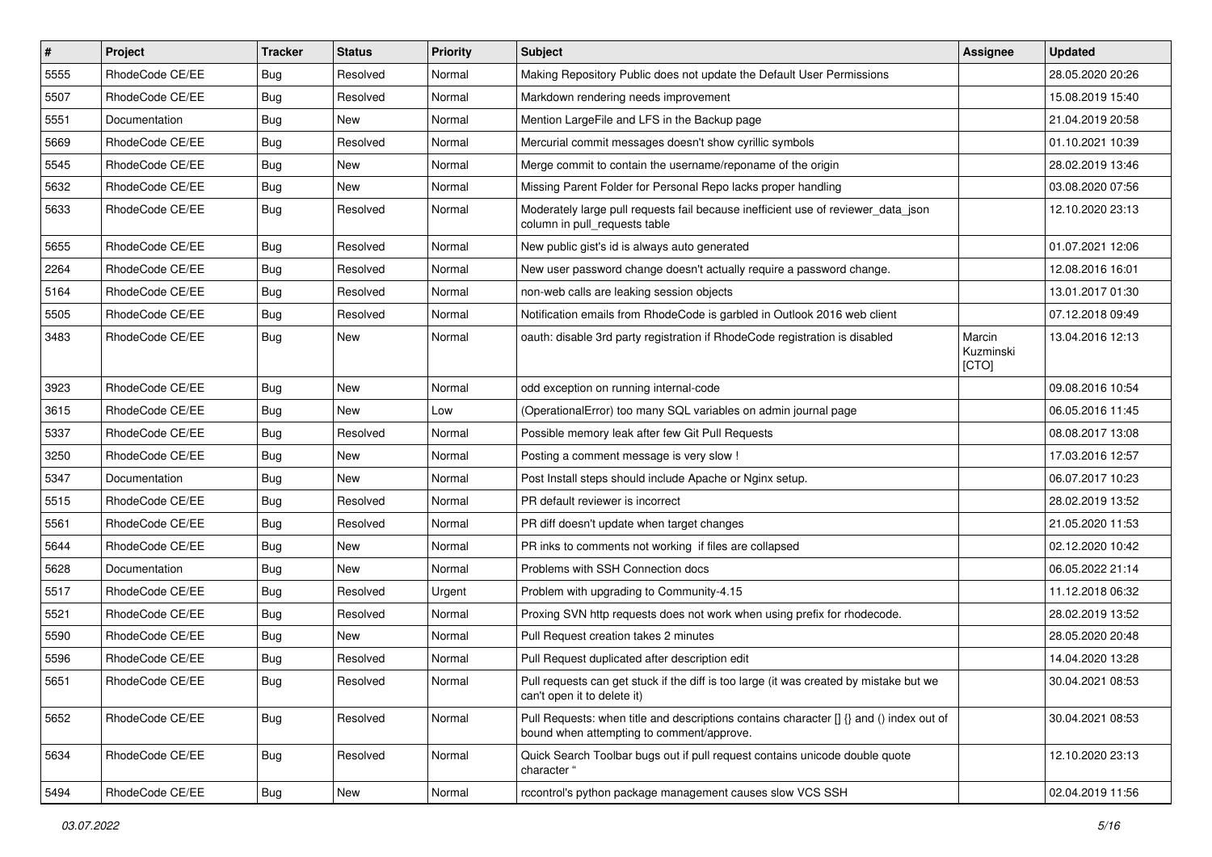| # | Project | Tracker | Status | Priority | Subject | Assignee | Updated |
| --- | --- | --- | --- | --- | --- | --- | --- |
| 5555 | RhodeCode CE/EE | Bug | Resolved | Normal | Making Repository Public does not update the Default User Permissions | | 28.05.2020 20:26 |
| 5507 | RhodeCode CE/EE | Bug | Resolved | Normal | Markdown rendering needs improvement | | 15.08.2019 15:40 |
| 5551 | Documentation | Bug | New | Normal | Mention LargeFile and LFS in the Backup page | | 21.04.2019 20:58 |
| 5669 | RhodeCode CE/EE | Bug | Resolved | Normal | Mercurial commit messages doesn't show cyrillic symbols | | 01.10.2021 10:39 |
| 5545 | RhodeCode CE/EE | Bug | New | Normal | Merge commit to contain the username/reponame of the origin | | 28.02.2019 13:46 |
| 5632 | RhodeCode CE/EE | Bug | New | Normal | Missing Parent Folder for Personal Repo lacks proper handling | | 03.08.2020 07:56 |
| 5633 | RhodeCode CE/EE | Bug | Resolved | Normal | Moderately large pull requests fail because inefficient use of reviewer_data_json column in pull_requests table | | 12.10.2020 23:13 |
| 5655 | RhodeCode CE/EE | Bug | Resolved | Normal | New public gist's id is always auto generated | | 01.07.2021 12:06 |
| 2264 | RhodeCode CE/EE | Bug | Resolved | Normal | New user password change doesn't actually require a password change. | | 12.08.2016 16:01 |
| 5164 | RhodeCode CE/EE | Bug | Resolved | Normal | non-web calls are leaking session objects | | 13.01.2017 01:30 |
| 5505 | RhodeCode CE/EE | Bug | Resolved | Normal | Notification emails from RhodeCode is garbled in Outlook 2016 web client | | 07.12.2018 09:49 |
| 3483 | RhodeCode CE/EE | Bug | New | Normal | oauth: disable 3rd party registration if RhodeCode registration is disabled | Marcin Kuzminski [CTO] | 13.04.2016 12:13 |
| 3923 | RhodeCode CE/EE | Bug | New | Normal | odd exception on running internal-code | | 09.08.2016 10:54 |
| 3615 | RhodeCode CE/EE | Bug | New | Low | (OperationalError) too many SQL variables on admin journal page | | 06.05.2016 11:45 |
| 5337 | RhodeCode CE/EE | Bug | Resolved | Normal | Possible memory leak after few Git Pull Requests | | 08.08.2017 13:08 |
| 3250 | RhodeCode CE/EE | Bug | New | Normal | Posting a comment message is very slow ! | | 17.03.2016 12:57 |
| 5347 | Documentation | Bug | New | Normal | Post Install steps should include Apache or Nginx setup. | | 06.07.2017 10:23 |
| 5515 | RhodeCode CE/EE | Bug | Resolved | Normal | PR default reviewer is incorrect | | 28.02.2019 13:52 |
| 5561 | RhodeCode CE/EE | Bug | Resolved | Normal | PR diff doesn't update when target changes | | 21.05.2020 11:53 |
| 5644 | RhodeCode CE/EE | Bug | New | Normal | PR inks to comments not working if files are collapsed | | 02.12.2020 10:42 |
| 5628 | Documentation | Bug | New | Normal | Problems with SSH Connection docs | | 06.05.2022 21:14 |
| 5517 | RhodeCode CE/EE | Bug | Resolved | Urgent | Problem with upgrading to Community-4.15 | | 11.12.2018 06:32 |
| 5521 | RhodeCode CE/EE | Bug | Resolved | Normal | Proxing SVN http requests does not work when using prefix for rhodecode. | | 28.02.2019 13:52 |
| 5590 | RhodeCode CE/EE | Bug | New | Normal | Pull Request creation takes 2 minutes | | 28.05.2020 20:48 |
| 5596 | RhodeCode CE/EE | Bug | Resolved | Normal | Pull Request duplicated after description edit | | 14.04.2020 13:28 |
| 5651 | RhodeCode CE/EE | Bug | Resolved | Normal | Pull requests can get stuck if the diff is too large (it was created by mistake but we can't open it to delete it) | | 30.04.2021 08:53 |
| 5652 | RhodeCode CE/EE | Bug | Resolved | Normal | Pull Requests: when title and descriptions contains character [] {} and () index out of bound when attempting to comment/approve. | | 30.04.2021 08:53 |
| 5634 | RhodeCode CE/EE | Bug | Resolved | Normal | Quick Search Toolbar bugs out if pull request contains unicode double quote character " | | 12.10.2020 23:13 |
| 5494 | RhodeCode CE/EE | Bug | New | Normal | rccontrol's python package management causes slow VCS SSH | | 02.04.2019 11:56 |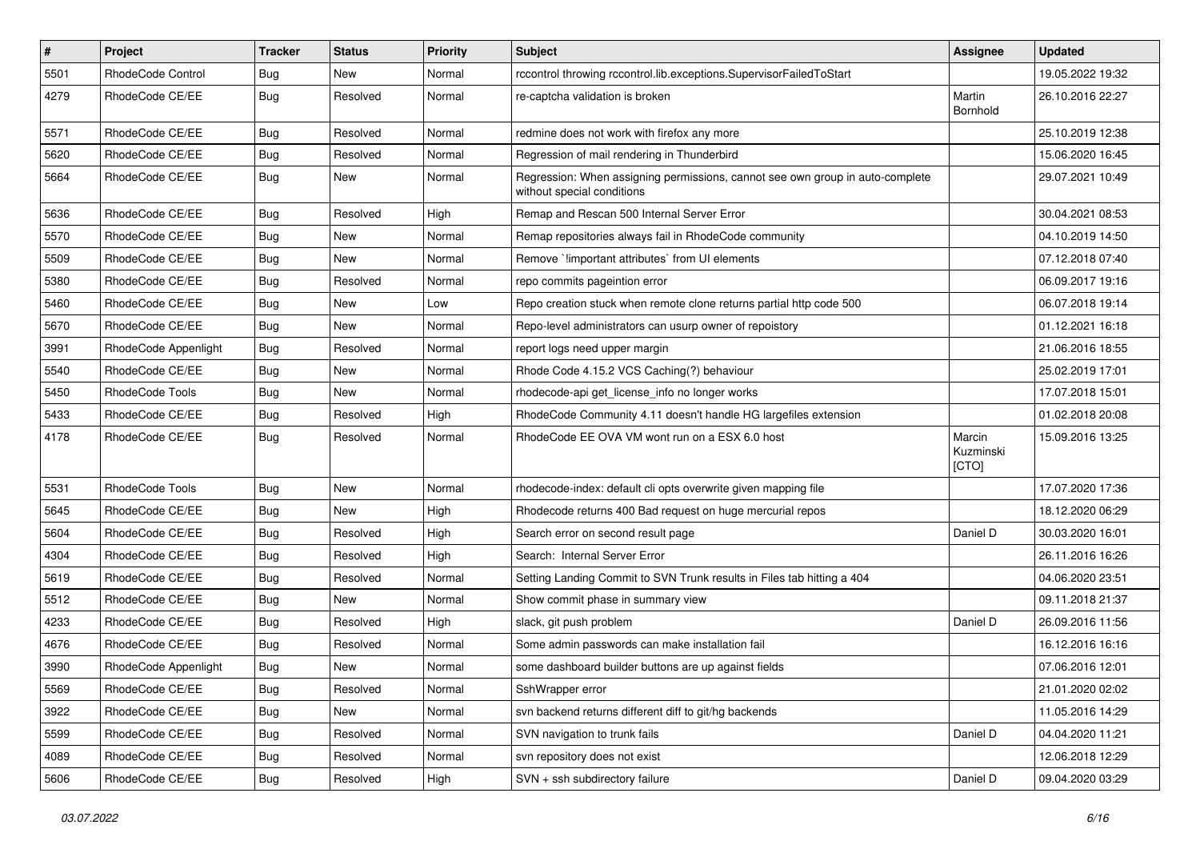| # | Project | Tracker | Status | Priority | Subject | Assignee | Updated |
|---|---|---|---|---|---|---|---|
| 5501 | RhodeCode Control | Bug | New | Normal | rccontrol throwing rccontrol.lib.exceptions.SupervisorFailedToStart | | 19.05.2022 19:32 |
| 4279 | RhodeCode CE/EE | Bug | Resolved | Normal | re-captcha validation is broken | Martin Bornhold | 26.10.2016 22:27 |
| 5571 | RhodeCode CE/EE | Bug | Resolved | Normal | redmine does not work with firefox any more | | 25.10.2019 12:38 |
| 5620 | RhodeCode CE/EE | Bug | Resolved | Normal | Regression of mail rendering in Thunderbird | | 15.06.2020 16:45 |
| 5664 | RhodeCode CE/EE | Bug | New | Normal | Regression: When assigning permissions, cannot see own group in auto-complete without special conditions | | 29.07.2021 10:49 |
| 5636 | RhodeCode CE/EE | Bug | Resolved | High | Remap and Rescan 500 Internal Server Error | | 30.04.2021 08:53 |
| 5570 | RhodeCode CE/EE | Bug | New | Normal | Remap repositories always fail in RhodeCode community | | 04.10.2019 14:50 |
| 5509 | RhodeCode CE/EE | Bug | New | Normal | Remove `!important attributes` from UI elements | | 07.12.2018 07:40 |
| 5380 | RhodeCode CE/EE | Bug | Resolved | Normal | repo commits pageintion error | | 06.09.2017 19:16 |
| 5460 | RhodeCode CE/EE | Bug | New | Low | Repo creation stuck when remote clone returns partial http code 500 | | 06.07.2018 19:14 |
| 5670 | RhodeCode CE/EE | Bug | New | Normal | Repo-level administrators can usurp owner of repoistory | | 01.12.2021 16:18 |
| 3991 | RhodeCode Appenlight | Bug | Resolved | Normal | report logs need upper margin | | 21.06.2016 18:55 |
| 5540 | RhodeCode CE/EE | Bug | New | Normal | Rhode Code 4.15.2 VCS Caching(?) behaviour | | 25.02.2019 17:01 |
| 5450 | RhodeCode Tools | Bug | New | Normal | rhodecode-api get_license_info no longer works | | 17.07.2018 15:01 |
| 5433 | RhodeCode CE/EE | Bug | Resolved | High | RhodeCode Community 4.11 doesn't handle HG largefiles extension | | 01.02.2018 20:08 |
| 4178 | RhodeCode CE/EE | Bug | Resolved | Normal | RhodeCode EE OVA VM wont run on a ESX 6.0 host | Marcin Kuzminski [CTO] | 15.09.2016 13:25 |
| 5531 | RhodeCode Tools | Bug | New | Normal | rhodecode-index: default cli opts overwrite given mapping file | | 17.07.2020 17:36 |
| 5645 | RhodeCode CE/EE | Bug | New | High | Rhodecode returns 400 Bad request on huge mercurial repos | | 18.12.2020 06:29 |
| 5604 | RhodeCode CE/EE | Bug | Resolved | High | Search error on second result page | Daniel D | 30.03.2020 16:01 |
| 4304 | RhodeCode CE/EE | Bug | Resolved | High | Search: Internal Server Error | | 26.11.2016 16:26 |
| 5619 | RhodeCode CE/EE | Bug | Resolved | Normal | Setting Landing Commit to SVN Trunk results in Files tab hitting a 404 | | 04.06.2020 23:51 |
| 5512 | RhodeCode CE/EE | Bug | New | Normal | Show commit phase in summary view | | 09.11.2018 21:37 |
| 4233 | RhodeCode CE/EE | Bug | Resolved | High | slack, git push problem | Daniel D | 26.09.2016 11:56 |
| 4676 | RhodeCode CE/EE | Bug | Resolved | Normal | Some admin passwords can make installation fail | | 16.12.2016 16:16 |
| 3990 | RhodeCode Appenlight | Bug | New | Normal | some dashboard builder buttons are up against fields | | 07.06.2016 12:01 |
| 5569 | RhodeCode CE/EE | Bug | Resolved | Normal | SshWrapper error | | 21.01.2020 02:02 |
| 3922 | RhodeCode CE/EE | Bug | New | Normal | svn backend returns different diff to git/hg backends | | 11.05.2016 14:29 |
| 5599 | RhodeCode CE/EE | Bug | Resolved | Normal | SVN navigation to trunk fails | Daniel D | 04.04.2020 11:21 |
| 4089 | RhodeCode CE/EE | Bug | Resolved | Normal | svn repository does not exist | | 12.06.2018 12:29 |
| 5606 | RhodeCode CE/EE | Bug | Resolved | High | SVN + ssh subdirectory failure | Daniel D | 09.04.2020 03:29 |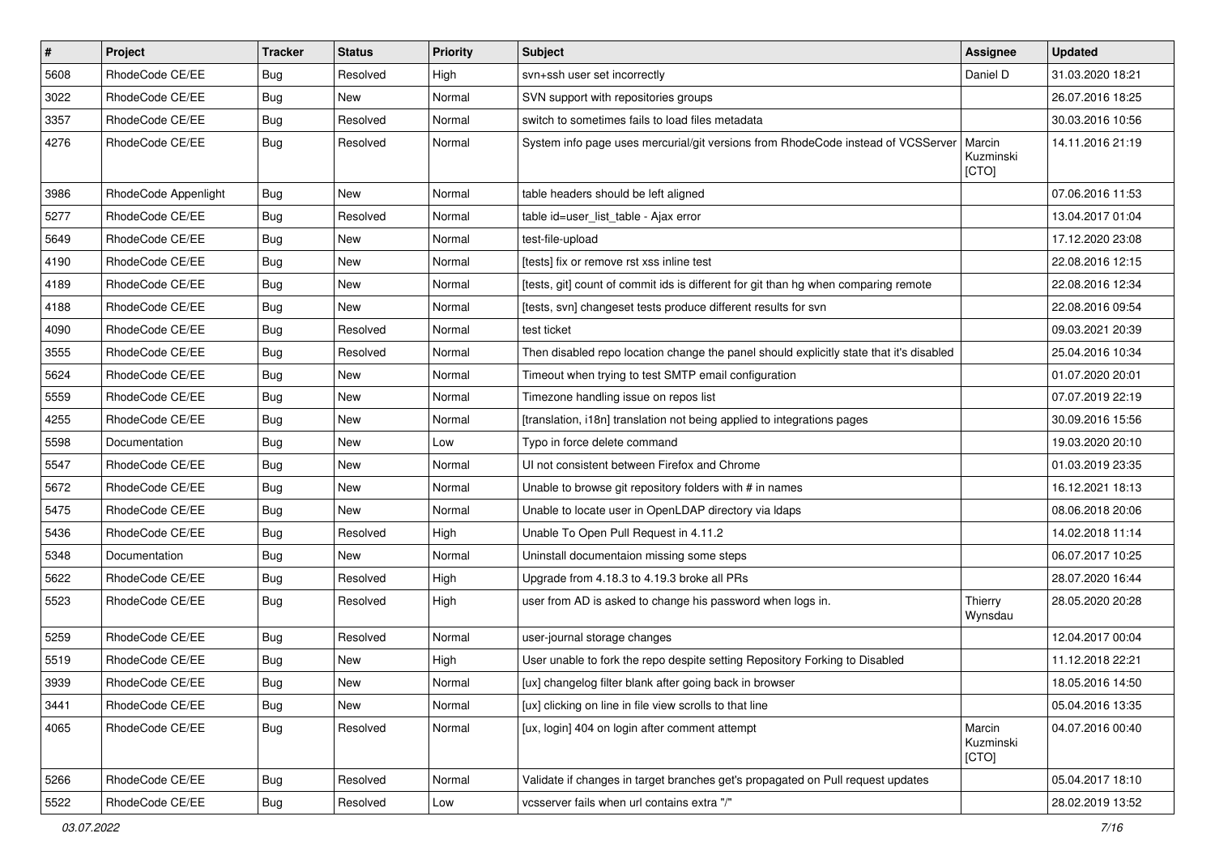| # | Project | Tracker | Status | Priority | Subject | Assignee | Updated |
|---|---|---|---|---|---|---|---|
| 5608 | RhodeCode CE/EE | Bug | Resolved | High | svn+ssh user set incorrectly | Daniel D | 31.03.2020 18:21 |
| 3022 | RhodeCode CE/EE | Bug | New | Normal | SVN support with repositories groups | | 26.07.2016 18:25 |
| 3357 | RhodeCode CE/EE | Bug | Resolved | Normal | switch to sometimes fails to load files metadata | | 30.03.2016 10:56 |
| 4276 | RhodeCode CE/EE | Bug | Resolved | Normal | System info page uses mercurial/git versions from RhodeCode instead of VCSServer | Marcin Kuzminski [CTO] | 14.11.2016 21:19 |
| 3986 | RhodeCode Appenlight | Bug | New | Normal | table headers should be left aligned | | 07.06.2016 11:53 |
| 5277 | RhodeCode CE/EE | Bug | Resolved | Normal | table id=user_list_table - Ajax error | | 13.04.2017 01:04 |
| 5649 | RhodeCode CE/EE | Bug | New | Normal | test-file-upload | | 17.12.2020 23:08 |
| 4190 | RhodeCode CE/EE | Bug | New | Normal | [tests] fix or remove rst xss inline test | | 22.08.2016 12:15 |
| 4189 | RhodeCode CE/EE | Bug | New | Normal | [tests, git] count of commit ids is different for git than hg when comparing remote | | 22.08.2016 12:34 |
| 4188 | RhodeCode CE/EE | Bug | New | Normal | [tests, svn] changeset tests produce different results for svn | | 22.08.2016 09:54 |
| 4090 | RhodeCode CE/EE | Bug | Resolved | Normal | test ticket | | 09.03.2021 20:39 |
| 3555 | RhodeCode CE/EE | Bug | Resolved | Normal | Then disabled repo location change the panel should explicitly state that it's disabled | | 25.04.2016 10:34 |
| 5624 | RhodeCode CE/EE | Bug | New | Normal | Timeout when trying to test SMTP email configuration | | 01.07.2020 20:01 |
| 5559 | RhodeCode CE/EE | Bug | New | Normal | Timezone handling issue on repos list | | 07.07.2019 22:19 |
| 4255 | RhodeCode CE/EE | Bug | New | Normal | [translation, i18n] translation not being applied to integrations pages | | 30.09.2016 15:56 |
| 5598 | Documentation | Bug | New | Low | Typo in force delete command | | 19.03.2020 20:10 |
| 5547 | RhodeCode CE/EE | Bug | New | Normal | UI not consistent between Firefox and Chrome | | 01.03.2019 23:35 |
| 5672 | RhodeCode CE/EE | Bug | New | Normal | Unable to browse git repository folders with # in names | | 16.12.2021 18:13 |
| 5475 | RhodeCode CE/EE | Bug | New | Normal | Unable to locate user in OpenLDAP directory via ldaps | | 08.06.2018 20:06 |
| 5436 | RhodeCode CE/EE | Bug | Resolved | High | Unable To Open Pull Request in 4.11.2 | | 14.02.2018 11:14 |
| 5348 | Documentation | Bug | New | Normal | Uninstall documentaion missing some steps | | 06.07.2017 10:25 |
| 5622 | RhodeCode CE/EE | Bug | Resolved | High | Upgrade from 4.18.3 to 4.19.3 broke all PRs | | 28.07.2020 16:44 |
| 5523 | RhodeCode CE/EE | Bug | Resolved | High | user from AD is asked to change his password when logs in. | Thierry Wynsdau | 28.05.2020 20:28 |
| 5259 | RhodeCode CE/EE | Bug | Resolved | Normal | user-journal storage changes | | 12.04.2017 00:04 |
| 5519 | RhodeCode CE/EE | Bug | New | High | User unable to fork the repo despite setting Repository Forking to Disabled | | 11.12.2018 22:21 |
| 3939 | RhodeCode CE/EE | Bug | New | Normal | [ux] changelog filter blank after going back in browser | | 18.05.2016 14:50 |
| 3441 | RhodeCode CE/EE | Bug | New | Normal | [ux] clicking on line in file view scrolls to that line | | 05.04.2016 13:35 |
| 4065 | RhodeCode CE/EE | Bug | Resolved | Normal | [ux, login] 404 on login after comment attempt | Marcin Kuzminski [CTO] | 04.07.2016 00:40 |
| 5266 | RhodeCode CE/EE | Bug | Resolved | Normal | Validate if changes in target branches get's propagated on Pull request updates | | 05.04.2017 18:10 |
| 5522 | RhodeCode CE/EE | Bug | Resolved | Low | vcsserver fails when url contains extra "/" | | 28.02.2019 13:52 |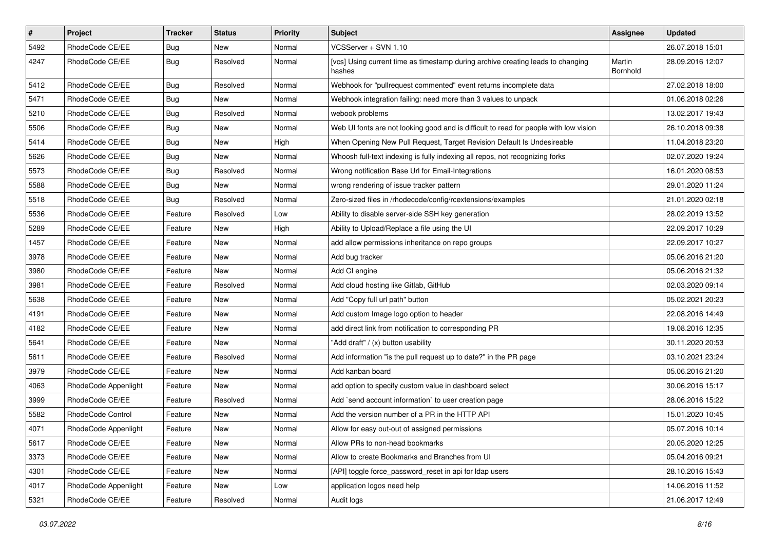| # | Project | Tracker | Status | Priority | Subject | Assignee | Updated |
| --- | --- | --- | --- | --- | --- | --- | --- |
| 5492 | RhodeCode CE/EE | Bug | New | Normal | VCSServer + SVN 1.10 | | 26.07.2018 15:01 |
| 4247 | RhodeCode CE/EE | Bug | Resolved | Normal | [vcs] Using current time as timestamp during archive creating leads to changing hashes | Martin Bornhold | 28.09.2016 12:07 |
| 5412 | RhodeCode CE/EE | Bug | Resolved | Normal | Webhook for "pullrequest commented" event returns incomplete data | | 27.02.2018 18:00 |
| 5471 | RhodeCode CE/EE | Bug | New | Normal | Webhook integration failing: need more than 3 values to unpack | | 01.06.2018 02:26 |
| 5210 | RhodeCode CE/EE | Bug | Resolved | Normal | webook problems | | 13.02.2017 19:43 |
| 5506 | RhodeCode CE/EE | Bug | New | Normal | Web UI fonts are not looking good and is difficult to read for people with low vision | | 26.10.2018 09:38 |
| 5414 | RhodeCode CE/EE | Bug | New | High | When Opening New Pull Request, Target Revision Default Is Undesireable | | 11.04.2018 23:20 |
| 5626 | RhodeCode CE/EE | Bug | New | Normal | Whoosh full-text indexing is fully indexing all repos, not recognizing forks | | 02.07.2020 19:24 |
| 5573 | RhodeCode CE/EE | Bug | Resolved | Normal | Wrong notification Base Url for Email-Integrations | | 16.01.2020 08:53 |
| 5588 | RhodeCode CE/EE | Bug | New | Normal | wrong rendering of issue tracker pattern | | 29.01.2020 11:24 |
| 5518 | RhodeCode CE/EE | Bug | Resolved | Normal | Zero-sized files in /rhodecode/config/rcextensions/examples | | 21.01.2020 02:18 |
| 5536 | RhodeCode CE/EE | Feature | Resolved | Low | Ability to disable server-side SSH key generation | | 28.02.2019 13:52 |
| 5289 | RhodeCode CE/EE | Feature | New | High | Ability to Upload/Replace a file using the UI | | 22.09.2017 10:29 |
| 1457 | RhodeCode CE/EE | Feature | New | Normal | add allow permissions inheritance on repo groups | | 22.09.2017 10:27 |
| 3978 | RhodeCode CE/EE | Feature | New | Normal | Add bug tracker | | 05.06.2016 21:20 |
| 3980 | RhodeCode CE/EE | Feature | New | Normal | Add CI engine | | 05.06.2016 21:32 |
| 3981 | RhodeCode CE/EE | Feature | Resolved | Normal | Add cloud hosting like Gitlab, GitHub | | 02.03.2020 09:14 |
| 5638 | RhodeCode CE/EE | Feature | New | Normal | Add "Copy full url path" button | | 05.02.2021 20:23 |
| 4191 | RhodeCode CE/EE | Feature | New | Normal | Add custom Image logo option to header | | 22.08.2016 14:49 |
| 4182 | RhodeCode CE/EE | Feature | New | Normal | add direct link from notification to corresponding PR | | 19.08.2016 12:35 |
| 5641 | RhodeCode CE/EE | Feature | New | Normal | "Add draft" / (x) button usability | | 30.11.2020 20:53 |
| 5611 | RhodeCode CE/EE | Feature | Resolved | Normal | Add information "is the pull request up to date?" in the PR page | | 03.10.2021 23:24 |
| 3979 | RhodeCode CE/EE | Feature | New | Normal | Add kanban board | | 05.06.2016 21:20 |
| 4063 | RhodeCode Appenlight | Feature | New | Normal | add option to specify custom value in dashboard select | | 30.06.2016 15:17 |
| 3999 | RhodeCode CE/EE | Feature | Resolved | Normal | Add `send account information` to user creation page | | 28.06.2016 15:22 |
| 5582 | RhodeCode Control | Feature | New | Normal | Add the version number of a PR in the HTTP API | | 15.01.2020 10:45 |
| 4071 | RhodeCode Appenlight | Feature | New | Normal | Allow for easy out-out of assigned permissions | | 05.07.2016 10:14 |
| 5617 | RhodeCode CE/EE | Feature | New | Normal | Allow PRs to non-head bookmarks | | 20.05.2020 12:25 |
| 3373 | RhodeCode CE/EE | Feature | New | Normal | Allow to create Bookmarks and Branches from UI | | 05.04.2016 09:21 |
| 4301 | RhodeCode CE/EE | Feature | New | Normal | [API] toggle force_password_reset in api for ldap users | | 28.10.2016 15:43 |
| 4017 | RhodeCode Appenlight | Feature | New | Low | application logos need help | | 14.06.2016 11:52 |
| 5321 | RhodeCode CE/EE | Feature | Resolved | Normal | Audit logs | | 21.06.2017 12:49 |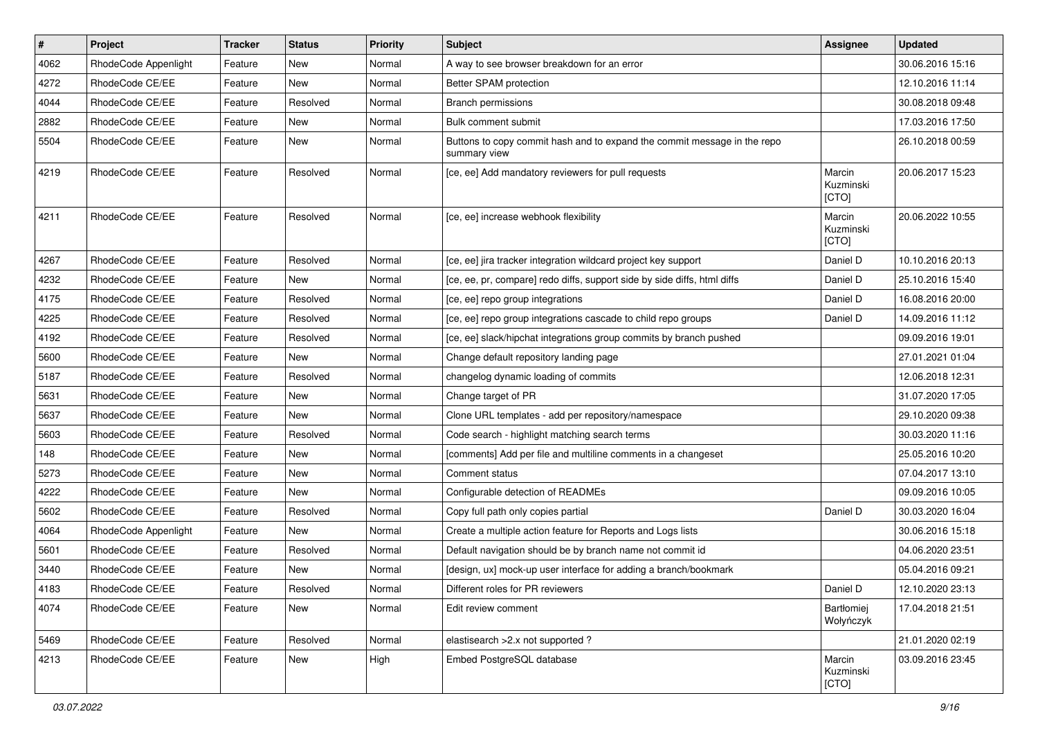| # | Project | Tracker | Status | Priority | Subject | Assignee | Updated |
|---|---|---|---|---|---|---|---|
| 4062 | RhodeCode Appenlight | Feature | New | Normal | A way to see browser breakdown for an error | | 30.06.2016 15:16 |
| 4272 | RhodeCode CE/EE | Feature | New | Normal | Better SPAM protection | | 12.10.2016 11:14 |
| 4044 | RhodeCode CE/EE | Feature | Resolved | Normal | Branch permissions | | 30.08.2018 09:48 |
| 2882 | RhodeCode CE/EE | Feature | New | Normal | Bulk comment submit | | 17.03.2016 17:50 |
| 5504 | RhodeCode CE/EE | Feature | New | Normal | Buttons to copy commit hash and to expand the commit message in the repo summary view | | 26.10.2018 00:59 |
| 4219 | RhodeCode CE/EE | Feature | Resolved | Normal | [ce, ee] Add mandatory reviewers for pull requests | Marcin Kuzminski [CTO] | 20.06.2017 15:23 |
| 4211 | RhodeCode CE/EE | Feature | Resolved | Normal | [ce, ee] increase webhook flexibility | Marcin Kuzminski [CTO] | 20.06.2022 10:55 |
| 4267 | RhodeCode CE/EE | Feature | Resolved | Normal | [ce, ee] jira tracker integration wildcard project key support | Daniel D | 10.10.2016 20:13 |
| 4232 | RhodeCode CE/EE | Feature | New | Normal | [ce, ee, pr, compare] redo diffs, support side by side diffs, html diffs | Daniel D | 25.10.2016 15:40 |
| 4175 | RhodeCode CE/EE | Feature | Resolved | Normal | [ce, ee] repo group integrations | Daniel D | 16.08.2016 20:00 |
| 4225 | RhodeCode CE/EE | Feature | Resolved | Normal | [ce, ee] repo group integrations cascade to child repo groups | Daniel D | 14.09.2016 11:12 |
| 4192 | RhodeCode CE/EE | Feature | Resolved | Normal | [ce, ee] slack/hipchat integrations group commits by branch pushed | | 09.09.2016 19:01 |
| 5600 | RhodeCode CE/EE | Feature | New | Normal | Change default repository landing page | | 27.01.2021 01:04 |
| 5187 | RhodeCode CE/EE | Feature | Resolved | Normal | changelog dynamic loading of commits | | 12.06.2018 12:31 |
| 5631 | RhodeCode CE/EE | Feature | New | Normal | Change target of PR | | 31.07.2020 17:05 |
| 5637 | RhodeCode CE/EE | Feature | New | Normal | Clone URL templates - add per repository/namespace | | 29.10.2020 09:38 |
| 5603 | RhodeCode CE/EE | Feature | Resolved | Normal | Code search - highlight matching search terms | | 30.03.2020 11:16 |
| 148 | RhodeCode CE/EE | Feature | New | Normal | [comments] Add per file and multiline comments in a changeset | | 25.05.2016 10:20 |
| 5273 | RhodeCode CE/EE | Feature | New | Normal | Comment status | | 07.04.2017 13:10 |
| 4222 | RhodeCode CE/EE | Feature | New | Normal | Configurable detection of READMEs | | 09.09.2016 10:05 |
| 5602 | RhodeCode CE/EE | Feature | Resolved | Normal | Copy full path only copies partial | Daniel D | 30.03.2020 16:04 |
| 4064 | RhodeCode Appenlight | Feature | New | Normal | Create a multiple action feature for Reports and Logs lists | | 30.06.2016 15:18 |
| 5601 | RhodeCode CE/EE | Feature | Resolved | Normal | Default navigation should be by branch name not commit id | | 04.06.2020 23:51 |
| 3440 | RhodeCode CE/EE | Feature | New | Normal | [design, ux] mock-up user interface for adding a branch/bookmark | | 05.04.2016 09:21 |
| 4183 | RhodeCode CE/EE | Feature | Resolved | Normal | Different roles for PR reviewers | Daniel D | 12.10.2020 23:13 |
| 4074 | RhodeCode CE/EE | Feature | New | Normal | Edit review comment | Bartłomiej Wołyńczyk | 17.04.2018 21:51 |
| 5469 | RhodeCode CE/EE | Feature | Resolved | Normal | elastisearch >2.x not supported ? | | 21.01.2020 02:19 |
| 4213 | RhodeCode CE/EE | Feature | New | High | Embed PostgreSQL database | Marcin Kuzminski [CTO] | 03.09.2016 23:45 |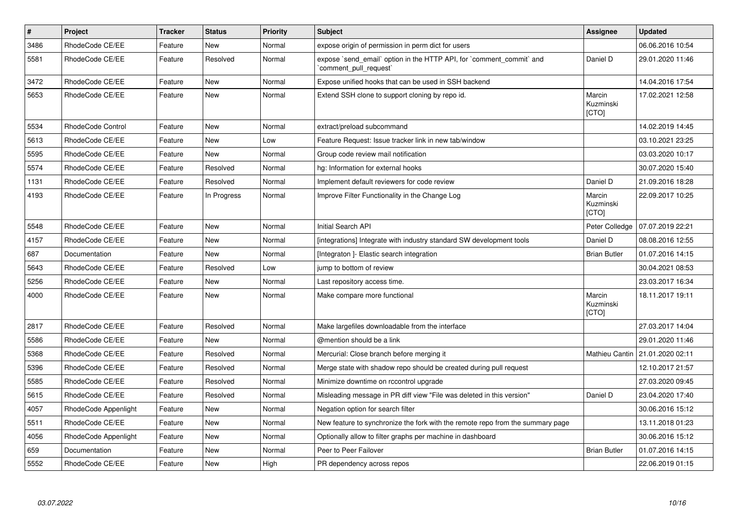| # | Project | Tracker | Status | Priority | Subject | Assignee | Updated |
|---|---|---|---|---|---|---|---|
| 3486 | RhodeCode CE/EE | Feature | New | Normal | expose origin of permission in perm dict for users | | 06.06.2016 10:54 |
| 5581 | RhodeCode CE/EE | Feature | Resolved | Normal | expose `send_email` option in the HTTP API, for `comment_commit` and `comment_pull_request` | Daniel D | 29.01.2020 11:46 |
| 3472 | RhodeCode CE/EE | Feature | New | Normal | Expose unified hooks that can be used in SSH backend | | 14.04.2016 17:54 |
| 5653 | RhodeCode CE/EE | Feature | New | Normal | Extend SSH clone to support cloning by repo id. | Marcin Kuzminski [CTO] | 17.02.2021 12:58 |
| 5534 | RhodeCode Control | Feature | New | Normal | extract/preload subcommand | | 14.02.2019 14:45 |
| 5613 | RhodeCode CE/EE | Feature | New | Low | Feature Request: Issue tracker link in new tab/window | | 03.10.2021 23:25 |
| 5595 | RhodeCode CE/EE | Feature | New | Normal | Group code review mail notification | | 03.03.2020 10:17 |
| 5574 | RhodeCode CE/EE | Feature | Resolved | Normal | hg: Information for external hooks | | 30.07.2020 15:40 |
| 1131 | RhodeCode CE/EE | Feature | Resolved | Normal | Implement default reviewers for code review | Daniel D | 21.09.2016 18:28 |
| 4193 | RhodeCode CE/EE | Feature | In Progress | Normal | Improve Filter Functionality in the Change Log | Marcin Kuzminski [CTO] | 22.09.2017 10:25 |
| 5548 | RhodeCode CE/EE | Feature | New | Normal | Initial Search API | Peter Colledge | 07.07.2019 22:21 |
| 4157 | RhodeCode CE/EE | Feature | New | Normal | [integrations] Integrate with industry standard SW development tools | Daniel D | 08.08.2016 12:55 |
| 687 | Documentation | Feature | New | Normal | [Integraton ]- Elastic search integration | Brian Butler | 01.07.2016 14:15 |
| 5643 | RhodeCode CE/EE | Feature | Resolved | Low | jump to bottom of review | | 30.04.2021 08:53 |
| 5256 | RhodeCode CE/EE | Feature | New | Normal | Last repository access time. | | 23.03.2017 16:34 |
| 4000 | RhodeCode CE/EE | Feature | New | Normal | Make compare more functional | Marcin Kuzminski [CTO] | 18.11.2017 19:11 |
| 2817 | RhodeCode CE/EE | Feature | Resolved | Normal | Make largefiles downloadable from the interface | | 27.03.2017 14:04 |
| 5586 | RhodeCode CE/EE | Feature | New | Normal | @mention should be a link | | 29.01.2020 11:46 |
| 5368 | RhodeCode CE/EE | Feature | Resolved | Normal | Mercurial: Close branch before merging it | Mathieu Cantin | 21.01.2020 02:11 |
| 5396 | RhodeCode CE/EE | Feature | Resolved | Normal | Merge state with shadow repo should be created during pull request | | 12.10.2017 21:57 |
| 5585 | RhodeCode CE/EE | Feature | Resolved | Normal | Minimize downtime on rccontrol upgrade | | 27.03.2020 09:45 |
| 5615 | RhodeCode CE/EE | Feature | Resolved | Normal | Misleading message in PR diff view "File was deleted in this version" | Daniel D | 23.04.2020 17:40 |
| 4057 | RhodeCode Appenlight | Feature | New | Normal | Negation option for search filter | | 30.06.2016 15:12 |
| 5511 | RhodeCode CE/EE | Feature | New | Normal | New feature to synchronize the fork with the remote repo from the summary page | | 13.11.2018 01:23 |
| 4056 | RhodeCode Appenlight | Feature | New | Normal | Optionally allow to filter graphs per machine in dashboard | | 30.06.2016 15:12 |
| 659 | Documentation | Feature | New | Normal | Peer to Peer Failover | Brian Butler | 01.07.2016 14:15 |
| 5552 | RhodeCode CE/EE | Feature | New | High | PR dependency across repos | | 22.06.2019 01:15 |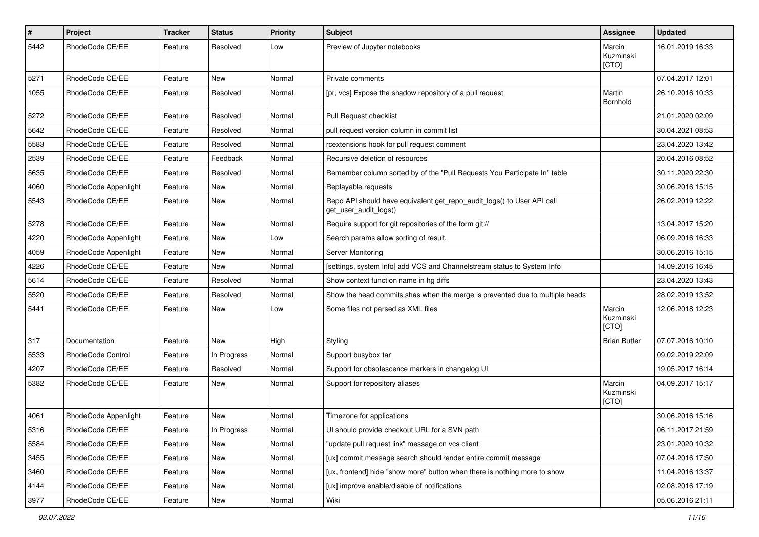| # | Project | Tracker | Status | Priority | Subject | Assignee | Updated |
|---|---|---|---|---|---|---|---|
| 5442 | RhodeCode CE/EE | Feature | Resolved | Low | Preview of Jupyter notebooks | Marcin Kuzminski [CTO] | 16.01.2019 16:33 |
| 5271 | RhodeCode CE/EE | Feature | New | Normal | Private comments | | 07.04.2017 12:01 |
| 1055 | RhodeCode CE/EE | Feature | Resolved | Normal | [pr, vcs] Expose the shadow repository of a pull request | Martin Bornhold | 26.10.2016 10:33 |
| 5272 | RhodeCode CE/EE | Feature | Resolved | Normal | Pull Request checklist | | 21.01.2020 02:09 |
| 5642 | RhodeCode CE/EE | Feature | Resolved | Normal | pull request version column in commit list | | 30.04.2021 08:53 |
| 5583 | RhodeCode CE/EE | Feature | Resolved | Normal | rcextensions hook for pull request comment | | 23.04.2020 13:42 |
| 2539 | RhodeCode CE/EE | Feature | Feedback | Normal | Recursive deletion of resources | | 20.04.2016 08:52 |
| 5635 | RhodeCode CE/EE | Feature | Resolved | Normal | Remember column sorted by of the "Pull Requests You Participate In" table | | 30.11.2020 22:30 |
| 4060 | RhodeCode Appenlight | Feature | New | Normal | Replayable requests | | 30.06.2016 15:15 |
| 5543 | RhodeCode CE/EE | Feature | New | Normal | Repo API should have equivalent get_repo_audit_logs() to User API call get_user_audit_logs() | | 26.02.2019 12:22 |
| 5278 | RhodeCode CE/EE | Feature | New | Normal | Require support for git repositories of the form git:// | | 13.04.2017 15:20 |
| 4220 | RhodeCode Appenlight | Feature | New | Low | Search params allow sorting of result. | | 06.09.2016 16:33 |
| 4059 | RhodeCode Appenlight | Feature | New | Normal | Server Monitoring | | 30.06.2016 15:15 |
| 4226 | RhodeCode CE/EE | Feature | New | Normal | [settings, system info] add VCS and Channelstream status to System Info | | 14.09.2016 16:45 |
| 5614 | RhodeCode CE/EE | Feature | Resolved | Normal | Show context function name in hg diffs | | 23.04.2020 13:43 |
| 5520 | RhodeCode CE/EE | Feature | Resolved | Normal | Show the head commits shas when the merge is prevented due to multiple heads | | 28.02.2019 13:52 |
| 5441 | RhodeCode CE/EE | Feature | New | Low | Some files not parsed as XML files | Marcin Kuzminski [CTO] | 12.06.2018 12:23 |
| 317 | Documentation | Feature | New | High | Styling | Brian Butler | 07.07.2016 10:10 |
| 5533 | RhodeCode Control | Feature | In Progress | Normal | Support busybox tar | | 09.02.2019 22:09 |
| 4207 | RhodeCode CE/EE | Feature | Resolved | Normal | Support for obsolescence markers in changelog UI | | 19.05.2017 16:14 |
| 5382 | RhodeCode CE/EE | Feature | New | Normal | Support for repository aliases | Marcin Kuzminski [CTO] | 04.09.2017 15:17 |
| 4061 | RhodeCode Appenlight | Feature | New | Normal | Timezone for applications | | 30.06.2016 15:16 |
| 5316 | RhodeCode CE/EE | Feature | In Progress | Normal | UI should provide checkout URL for a SVN path | | 06.11.2017 21:59 |
| 5584 | RhodeCode CE/EE | Feature | New | Normal | "update pull request link" message on vcs client | | 23.01.2020 10:32 |
| 3455 | RhodeCode CE/EE | Feature | New | Normal | [ux] commit message search should render entire commit message | | 07.04.2016 17:50 |
| 3460 | RhodeCode CE/EE | Feature | New | Normal | [ux, frontend] hide "show more" button when there is nothing more to show | | 11.04.2016 13:37 |
| 4144 | RhodeCode CE/EE | Feature | New | Normal | [ux] improve enable/disable of notifications | | 02.08.2016 17:19 |
| 3977 | RhodeCode CE/EE | Feature | New | Normal | Wiki | | 05.06.2016 21:11 |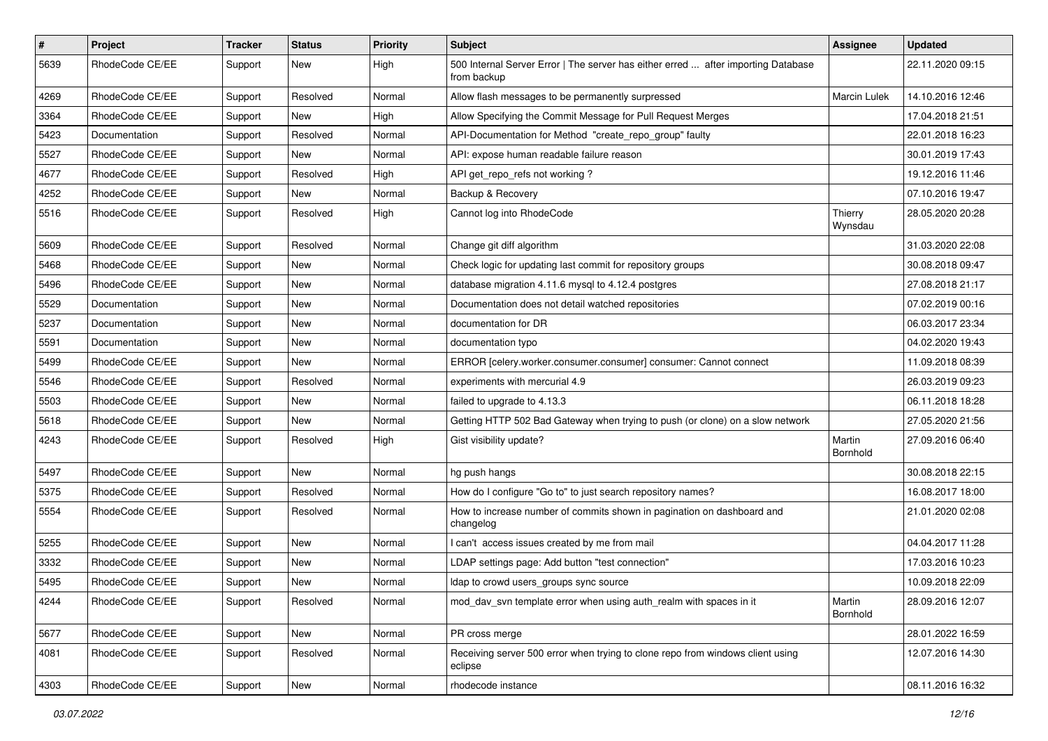| # | Project | Tracker | Status | Priority | Subject | Assignee | Updated |
|---|---|---|---|---|---|---|---|
| 5639 | RhodeCode CE/EE | Support | New | High | 500 Internal Server Error \| The server has either erred ... after importing Database from backup | | 22.11.2020 09:15 |
| 4269 | RhodeCode CE/EE | Support | Resolved | Normal | Allow flash messages to be permanently surpressed | Marcin Lulek | 14.10.2016 12:46 |
| 3364 | RhodeCode CE/EE | Support | New | High | Allow Specifying the Commit Message for Pull Request Merges | | 17.04.2018 21:51 |
| 5423 | Documentation | Support | Resolved | Normal | API-Documentation for Method "create_repo_group" faulty | | 22.01.2018 16:23 |
| 5527 | RhodeCode CE/EE | Support | New | Normal | API: expose human readable failure reason | | 30.01.2019 17:43 |
| 4677 | RhodeCode CE/EE | Support | Resolved | High | API get_repo_refs not working ? | | 19.12.2016 11:46 |
| 4252 | RhodeCode CE/EE | Support | New | Normal | Backup & Recovery | | 07.10.2016 19:47 |
| 5516 | RhodeCode CE/EE | Support | Resolved | High | Cannot log into RhodeCode | Thierry Wynsdau | 28.05.2020 20:28 |
| 5609 | RhodeCode CE/EE | Support | Resolved | Normal | Change git diff algorithm | | 31.03.2020 22:08 |
| 5468 | RhodeCode CE/EE | Support | New | Normal | Check logic for updating last commit for repository groups | | 30.08.2018 09:47 |
| 5496 | RhodeCode CE/EE | Support | New | Normal | database migration 4.11.6 mysql to 4.12.4 postgres | | 27.08.2018 21:17 |
| 5529 | Documentation | Support | New | Normal | Documentation does not detail watched repositories | | 07.02.2019 00:16 |
| 5237 | Documentation | Support | New | Normal | documentation for DR | | 06.03.2017 23:34 |
| 5591 | Documentation | Support | New | Normal | documentation typo | | 04.02.2020 19:43 |
| 5499 | RhodeCode CE/EE | Support | New | Normal | ERROR [celery.worker.consumer.consumer] consumer: Cannot connect | | 11.09.2018 08:39 |
| 5546 | RhodeCode CE/EE | Support | Resolved | Normal | experiments with mercurial 4.9 | | 26.03.2019 09:23 |
| 5503 | RhodeCode CE/EE | Support | New | Normal | failed to upgrade to 4.13.3 | | 06.11.2018 18:28 |
| 5618 | RhodeCode CE/EE | Support | New | Normal | Getting HTTP 502 Bad Gateway when trying to push (or clone) on a slow network | | 27.05.2020 21:56 |
| 4243 | RhodeCode CE/EE | Support | Resolved | High | Gist visibility update? | Martin Bornhold | 27.09.2016 06:40 |
| 5497 | RhodeCode CE/EE | Support | New | Normal | hg push hangs | | 30.08.2018 22:15 |
| 5375 | RhodeCode CE/EE | Support | Resolved | Normal | How do I configure "Go to" to just search repository names? | | 16.08.2017 18:00 |
| 5554 | RhodeCode CE/EE | Support | Resolved | Normal | How to increase number of commits shown in pagination on dashboard and changelog | | 21.01.2020 02:08 |
| 5255 | RhodeCode CE/EE | Support | New | Normal | I can't access issues created by me from mail | | 04.04.2017 11:28 |
| 3332 | RhodeCode CE/EE | Support | New | Normal | LDAP settings page: Add button "test connection" | | 17.03.2016 10:23 |
| 5495 | RhodeCode CE/EE | Support | New | Normal | ldap to crowd users_groups sync source | | 10.09.2018 22:09 |
| 4244 | RhodeCode CE/EE | Support | Resolved | Normal | mod_dav_svn template error when using auth_realm with spaces in it | Martin Bornhold | 28.09.2016 12:07 |
| 5677 | RhodeCode CE/EE | Support | New | Normal | PR cross merge | | 28.01.2022 16:59 |
| 4081 | RhodeCode CE/EE | Support | Resolved | Normal | Receiving server 500 error when trying to clone repo from windows client using eclipse | | 12.07.2016 14:30 |
| 4303 | RhodeCode CE/EE | Support | New | Normal | rhodecode instance | | 08.11.2016 16:32 |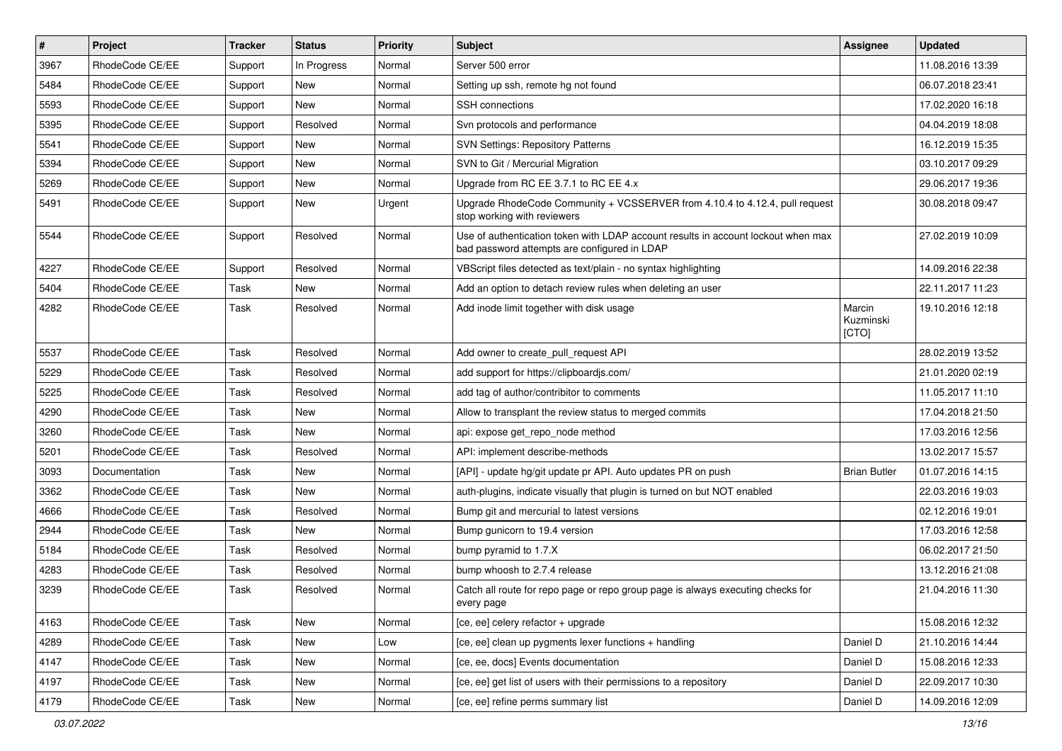| # | Project | Tracker | Status | Priority | Subject | Assignee | Updated |
|---|---|---|---|---|---|---|---|
| 3967 | RhodeCode CE/EE | Support | In Progress | Normal | Server 500 error | | 11.08.2016 13:39 |
| 5484 | RhodeCode CE/EE | Support | New | Normal | Setting up ssh, remote hg not found | | 06.07.2018 23:41 |
| 5593 | RhodeCode CE/EE | Support | New | Normal | SSH connections | | 17.02.2020 16:18 |
| 5395 | RhodeCode CE/EE | Support | Resolved | Normal | Svn protocols and performance | | 04.04.2019 18:08 |
| 5541 | RhodeCode CE/EE | Support | New | Normal | SVN Settings: Repository Patterns | | 16.12.2019 15:35 |
| 5394 | RhodeCode CE/EE | Support | New | Normal | SVN to Git / Mercurial Migration | | 03.10.2017 09:29 |
| 5269 | RhodeCode CE/EE | Support | New | Normal | Upgrade from RC EE 3.7.1 to RC EE 4.x | | 29.06.2017 19:36 |
| 5491 | RhodeCode CE/EE | Support | New | Urgent | Upgrade RhodeCode Community + VCSSERVER from 4.10.4 to 4.12.4, pull request stop working with reviewers | | 30.08.2018 09:47 |
| 5544 | RhodeCode CE/EE | Support | Resolved | Normal | Use of authentication token with LDAP account results in account lockout when max bad password attempts are configured in LDAP | | 27.02.2019 10:09 |
| 4227 | RhodeCode CE/EE | Support | Resolved | Normal | VBScript files detected as text/plain - no syntax highlighting | | 14.09.2016 22:38 |
| 5404 | RhodeCode CE/EE | Task | New | Normal | Add an option to detach review rules when deleting an user | | 22.11.2017 11:23 |
| 4282 | RhodeCode CE/EE | Task | Resolved | Normal | Add inode limit together with disk usage | Marcin Kuzminski [CTO] | 19.10.2016 12:18 |
| 5537 | RhodeCode CE/EE | Task | Resolved | Normal | Add owner to create_pull_request API | | 28.02.2019 13:52 |
| 5229 | RhodeCode CE/EE | Task | Resolved | Normal | add support for https://clipboardjs.com/ | | 21.01.2020 02:19 |
| 5225 | RhodeCode CE/EE | Task | Resolved | Normal | add tag of author/contribitor to comments | | 11.05.2017 11:10 |
| 4290 | RhodeCode CE/EE | Task | New | Normal | Allow to transplant the review status to merged commits | | 17.04.2018 21:50 |
| 3260 | RhodeCode CE/EE | Task | New | Normal | api: expose get_repo_node method | | 17.03.2016 12:56 |
| 5201 | RhodeCode CE/EE | Task | Resolved | Normal | API: implement describe-methods | | 13.02.2017 15:57 |
| 3093 | Documentation | Task | New | Normal | [API] - update hg/git update pr API. Auto updates PR on push | Brian Butler | 01.07.2016 14:15 |
| 3362 | RhodeCode CE/EE | Task | New | Normal | auth-plugins, indicate visually that plugin is turned on but NOT enabled | | 22.03.2016 19:03 |
| 4666 | RhodeCode CE/EE | Task | Resolved | Normal | Bump git and mercurial to latest versions | | 02.12.2016 19:01 |
| 2944 | RhodeCode CE/EE | Task | New | Normal | Bump gunicorn to 19.4 version | | 17.03.2016 12:58 |
| 5184 | RhodeCode CE/EE | Task | Resolved | Normal | bump pyramid to 1.7.X | | 06.02.2017 21:50 |
| 4283 | RhodeCode CE/EE | Task | Resolved | Normal | bump whoosh to 2.7.4 release | | 13.12.2016 21:08 |
| 3239 | RhodeCode CE/EE | Task | Resolved | Normal | Catch all route for repo page or repo group page is always executing checks for every page | | 21.04.2016 11:30 |
| 4163 | RhodeCode CE/EE | Task | New | Normal | [ce, ee] celery refactor + upgrade | | 15.08.2016 12:32 |
| 4289 | RhodeCode CE/EE | Task | New | Low | [ce, ee] clean up pygments lexer functions + handling | Daniel D | 21.10.2016 14:44 |
| 4147 | RhodeCode CE/EE | Task | New | Normal | [ce, ee, docs] Events documentation | Daniel D | 15.08.2016 12:33 |
| 4197 | RhodeCode CE/EE | Task | New | Normal | [ce, ee] get list of users with their permissions to a repository | Daniel D | 22.09.2017 10:30 |
| 4179 | RhodeCode CE/EE | Task | New | Normal | [ce, ee] refine perms summary list | Daniel D | 14.09.2016 12:09 |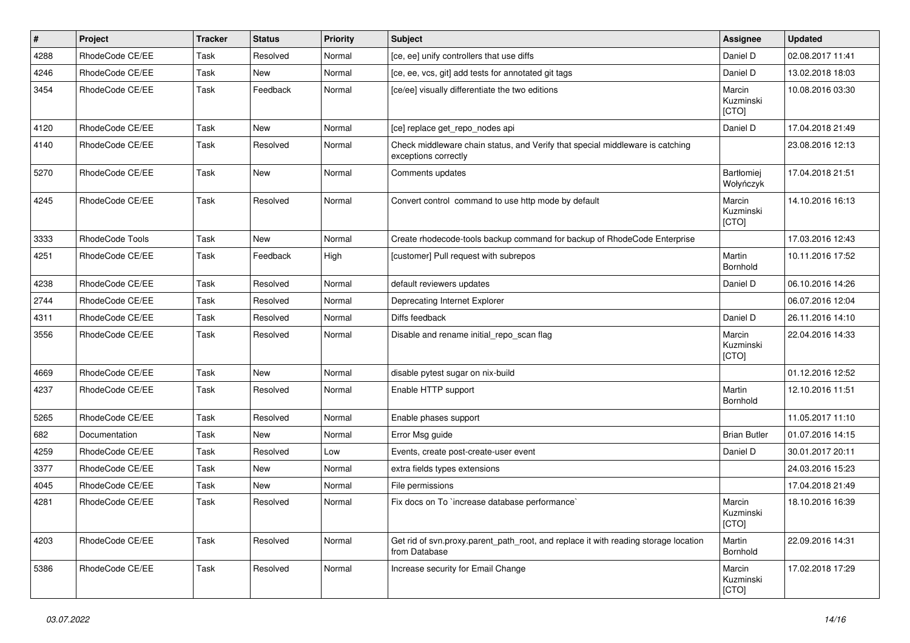| # | Project | Tracker | Status | Priority | Subject | Assignee | Updated |
|---|---|---|---|---|---|---|---|
| 4288 | RhodeCode CE/EE | Task | Resolved | Normal | [ce, ee] unify controllers that use diffs | Daniel D | 02.08.2017 11:41 |
| 4246 | RhodeCode CE/EE | Task | New | Normal | [ce, ee, vcs, git] add tests for annotated git tags | Daniel D | 13.02.2018 18:03 |
| 3454 | RhodeCode CE/EE | Task | Feedback | Normal | [ce/ee] visually differentiate the two editions | Marcin Kuzminski [CTO] | 10.08.2016 03:30 |
| 4120 | RhodeCode CE/EE | Task | New | Normal | [ce] replace get_repo_nodes api | Daniel D | 17.04.2018 21:49 |
| 4140 | RhodeCode CE/EE | Task | Resolved | Normal | Check middleware chain status, and Verify that special middleware is catching exceptions correctly | | 23.08.2016 12:13 |
| 5270 | RhodeCode CE/EE | Task | New | Normal | Comments updates | Bartłomiej Wołyńczyk | 17.04.2018 21:51 |
| 4245 | RhodeCode CE/EE | Task | Resolved | Normal | Convert control command to use http mode by default | Marcin Kuzminski [CTO] | 14.10.2016 16:13 |
| 3333 | RhodeCode Tools | Task | New | Normal | Create rhodecode-tools backup command for backup of RhodeCode Enterprise | | 17.03.2016 12:43 |
| 4251 | RhodeCode CE/EE | Task | Feedback | High | [customer] Pull request with subrepos | Martin Bornhold | 10.11.2016 17:52 |
| 4238 | RhodeCode CE/EE | Task | Resolved | Normal | default reviewers updates | Daniel D | 06.10.2016 14:26 |
| 2744 | RhodeCode CE/EE | Task | Resolved | Normal | Deprecating Internet Explorer | | 06.07.2016 12:04 |
| 4311 | RhodeCode CE/EE | Task | Resolved | Normal | Diffs feedback | Daniel D | 26.11.2016 14:10 |
| 3556 | RhodeCode CE/EE | Task | Resolved | Normal | Disable and rename initial_repo_scan flag | Marcin Kuzminski [CTO] | 22.04.2016 14:33 |
| 4669 | RhodeCode CE/EE | Task | New | Normal | disable pytest sugar on nix-build | | 01.12.2016 12:52 |
| 4237 | RhodeCode CE/EE | Task | Resolved | Normal | Enable HTTP support | Martin Bornhold | 12.10.2016 11:51 |
| 5265 | RhodeCode CE/EE | Task | Resolved | Normal | Enable phases support | | 11.05.2017 11:10 |
| 682 | Documentation | Task | New | Normal | Error Msg guide | Brian Butler | 01.07.2016 14:15 |
| 4259 | RhodeCode CE/EE | Task | Resolved | Low | Events, create post-create-user event | Daniel D | 30.01.2017 20:11 |
| 3377 | RhodeCode CE/EE | Task | New | Normal | extra fields types extensions | | 24.03.2016 15:23 |
| 4045 | RhodeCode CE/EE | Task | New | Normal | File permissions | | 17.04.2018 21:49 |
| 4281 | RhodeCode CE/EE | Task | Resolved | Normal | Fix docs on To `increase database performance` | Marcin Kuzminski [CTO] | 18.10.2016 16:39 |
| 4203 | RhodeCode CE/EE | Task | Resolved | Normal | Get rid of svn.proxy.parent_path_root, and replace it with reading storage location from Database | Martin Bornhold | 22.09.2016 14:31 |
| 5386 | RhodeCode CE/EE | Task | Resolved | Normal | Increase security for Email Change | Marcin Kuzminski [CTO] | 17.02.2018 17:29 |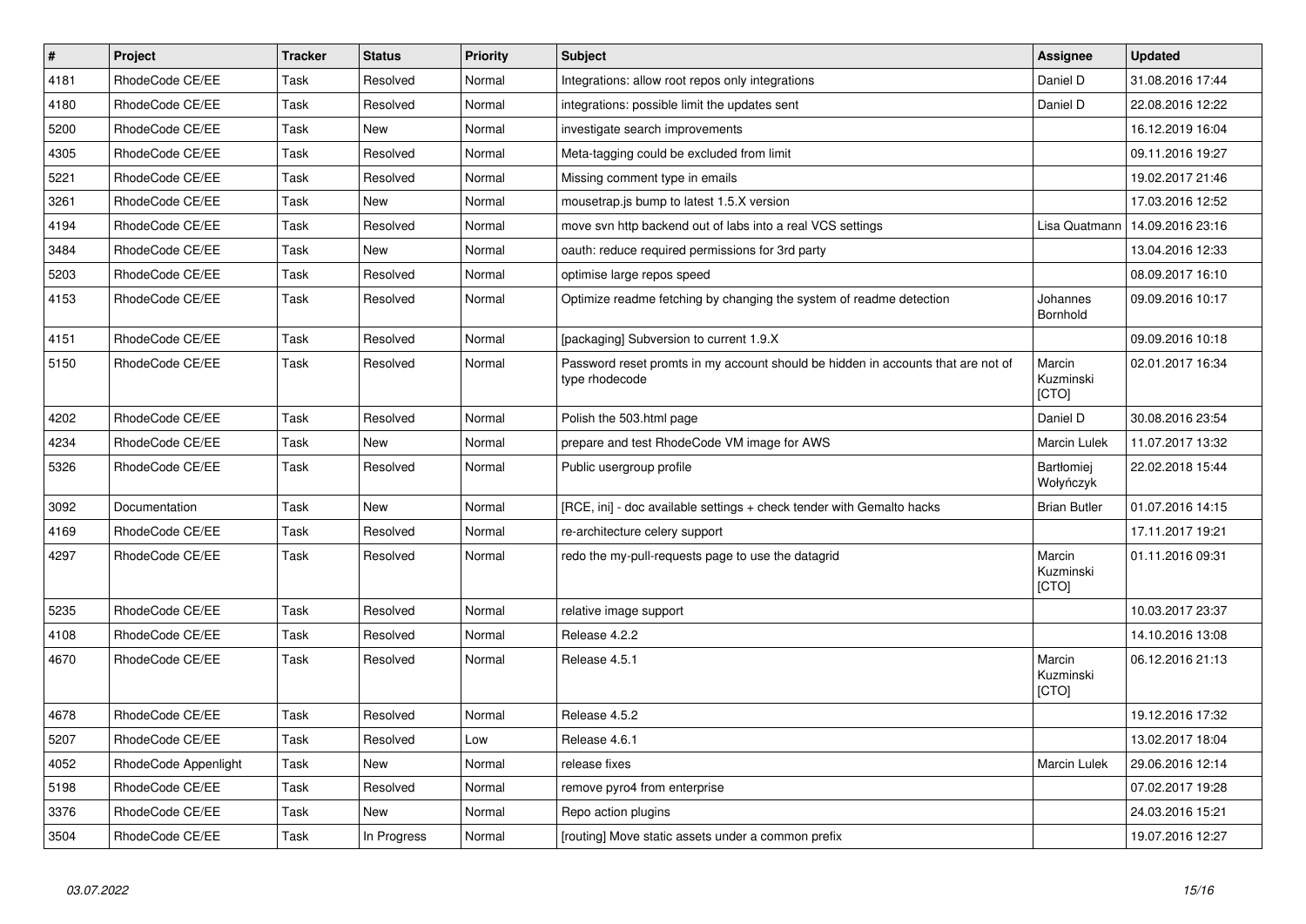| # | Project | Tracker | Status | Priority | Subject | Assignee | Updated |
|---|---|---|---|---|---|---|---|
| 4181 | RhodeCode CE/EE | Task | Resolved | Normal | Integrations: allow root repos only integrations | Daniel D | 31.08.2016 17:44 |
| 4180 | RhodeCode CE/EE | Task | Resolved | Normal | integrations: possible limit the updates sent | Daniel D | 22.08.2016 12:22 |
| 5200 | RhodeCode CE/EE | Task | New | Normal | investigate search improvements | | 16.12.2019 16:04 |
| 4305 | RhodeCode CE/EE | Task | Resolved | Normal | Meta-tagging could be excluded from limit | | 09.11.2016 19:27 |
| 5221 | RhodeCode CE/EE | Task | Resolved | Normal | Missing comment type in emails | | 19.02.2017 21:46 |
| 3261 | RhodeCode CE/EE | Task | New | Normal | mousetrap.js bump to latest 1.5.X version | | 17.03.2016 12:52 |
| 4194 | RhodeCode CE/EE | Task | Resolved | Normal | move svn http backend out of labs into a real VCS settings | Lisa Quatmann | 14.09.2016 23:16 |
| 3484 | RhodeCode CE/EE | Task | New | Normal | oauth: reduce required permissions for 3rd party | | 13.04.2016 12:33 |
| 5203 | RhodeCode CE/EE | Task | Resolved | Normal | optimise large repos speed | | 08.09.2017 16:10 |
| 4153 | RhodeCode CE/EE | Task | Resolved | Normal | Optimize readme fetching by changing the system of readme detection | Johannes Bornhold | 09.09.2016 10:17 |
| 4151 | RhodeCode CE/EE | Task | Resolved | Normal | [packaging] Subversion to current 1.9.X | | 09.09.2016 10:18 |
| 5150 | RhodeCode CE/EE | Task | Resolved | Normal | Password reset promts in my account should be hidden in accounts that are not of type rhodecode | Marcin Kuzminski [CTO] | 02.01.2017 16:34 |
| 4202 | RhodeCode CE/EE | Task | Resolved | Normal | Polish the 503.html page | Daniel D | 30.08.2016 23:54 |
| 4234 | RhodeCode CE/EE | Task | New | Normal | prepare and test RhodeCode VM image for AWS | Marcin Lulek | 11.07.2017 13:32 |
| 5326 | RhodeCode CE/EE | Task | Resolved | Normal | Public usergroup profile | Bartłomiej Wołyńczyk | 22.02.2018 15:44 |
| 3092 | Documentation | Task | New | Normal | [RCE, ini] - doc available settings + check tender with Gemalto hacks | Brian Butler | 01.07.2016 14:15 |
| 4169 | RhodeCode CE/EE | Task | Resolved | Normal | re-architecture celery support | | 17.11.2017 19:21 |
| 4297 | RhodeCode CE/EE | Task | Resolved | Normal | redo the my-pull-requests page to use the datagrid | Marcin Kuzminski [CTO] | 01.11.2016 09:31 |
| 5235 | RhodeCode CE/EE | Task | Resolved | Normal | relative image support | | 10.03.2017 23:37 |
| 4108 | RhodeCode CE/EE | Task | Resolved | Normal | Release 4.2.2 | | 14.10.2016 13:08 |
| 4670 | RhodeCode CE/EE | Task | Resolved | Normal | Release 4.5.1 | Marcin Kuzminski [CTO] | 06.12.2016 21:13 |
| 4678 | RhodeCode CE/EE | Task | Resolved | Normal | Release 4.5.2 | | 19.12.2016 17:32 |
| 5207 | RhodeCode CE/EE | Task | Resolved | Low | Release 4.6.1 | | 13.02.2017 18:04 |
| 4052 | RhodeCode Appenlight | Task | New | Normal | release fixes | Marcin Lulek | 29.06.2016 12:14 |
| 5198 | RhodeCode CE/EE | Task | Resolved | Normal | remove pyro4 from enterprise | | 07.02.2017 19:28 |
| 3376 | RhodeCode CE/EE | Task | New | Normal | Repo action plugins | | 24.03.2016 15:21 |
| 3504 | RhodeCode CE/EE | Task | In Progress | Normal | [routing] Move static assets under a common prefix | | 19.07.2016 12:27 |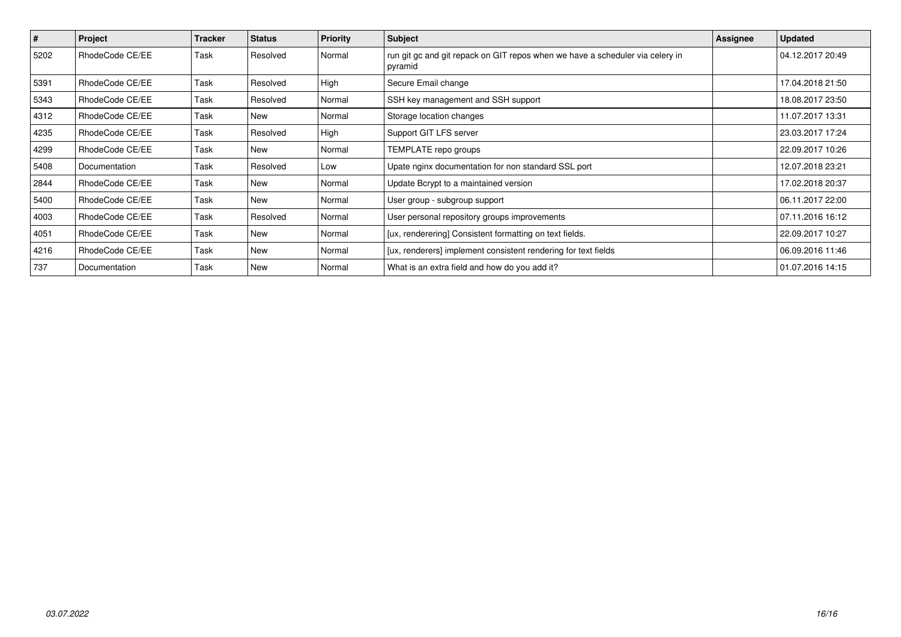| # | Project | Tracker | Status | Priority | Subject | Assignee | Updated |
|---|---|---|---|---|---|---|---|
| 5202 | RhodeCode CE/EE | Task | Resolved | Normal | run git gc and git repack on GIT repos when we have a scheduler via celery in pyramid | | 04.12.2017 20:49 |
| 5391 | RhodeCode CE/EE | Task | Resolved | High | Secure Email change | | 17.04.2018 21:50 |
| 5343 | RhodeCode CE/EE | Task | Resolved | Normal | SSH key management and SSH support | | 18.08.2017 23:50 |
| 4312 | RhodeCode CE/EE | Task | New | Normal | Storage location changes | | 11.07.2017 13:31 |
| 4235 | RhodeCode CE/EE | Task | Resolved | High | Support GIT LFS server | | 23.03.2017 17:24 |
| 4299 | RhodeCode CE/EE | Task | New | Normal | TEMPLATE repo groups | | 22.09.2017 10:26 |
| 5408 | Documentation | Task | Resolved | Low | Upate nginx documentation for non standard SSL port | | 12.07.2018 23:21 |
| 2844 | RhodeCode CE/EE | Task | New | Normal | Update Bcrypt to a maintained version | | 17.02.2018 20:37 |
| 5400 | RhodeCode CE/EE | Task | New | Normal | User group - subgroup support | | 06.11.2017 22:00 |
| 4003 | RhodeCode CE/EE | Task | Resolved | Normal | User personal repository groups improvements | | 07.11.2016 16:12 |
| 4051 | RhodeCode CE/EE | Task | New | Normal | [ux, renderering] Consistent formatting on text fields. | | 22.09.2017 10:27 |
| 4216 | RhodeCode CE/EE | Task | New | Normal | [ux, renderers] implement consistent rendering for text fields | | 06.09.2016 11:46 |
| 737 | Documentation | Task | New | Normal | What is an extra field and how do you add it? | | 01.07.2016 14:15 |

*03.07.2022*